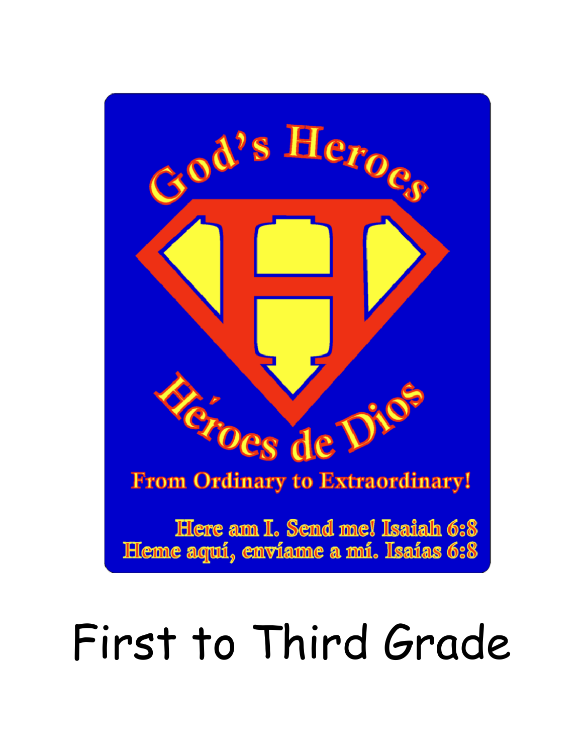# God's Heroes

# Héroes de Dios

**From Ordinary to Extraordinary!**

Here am I. Send me! Isaiah 6:8

Heme aquí, envíame a mí. Isaías 6:8

# First to Third Grade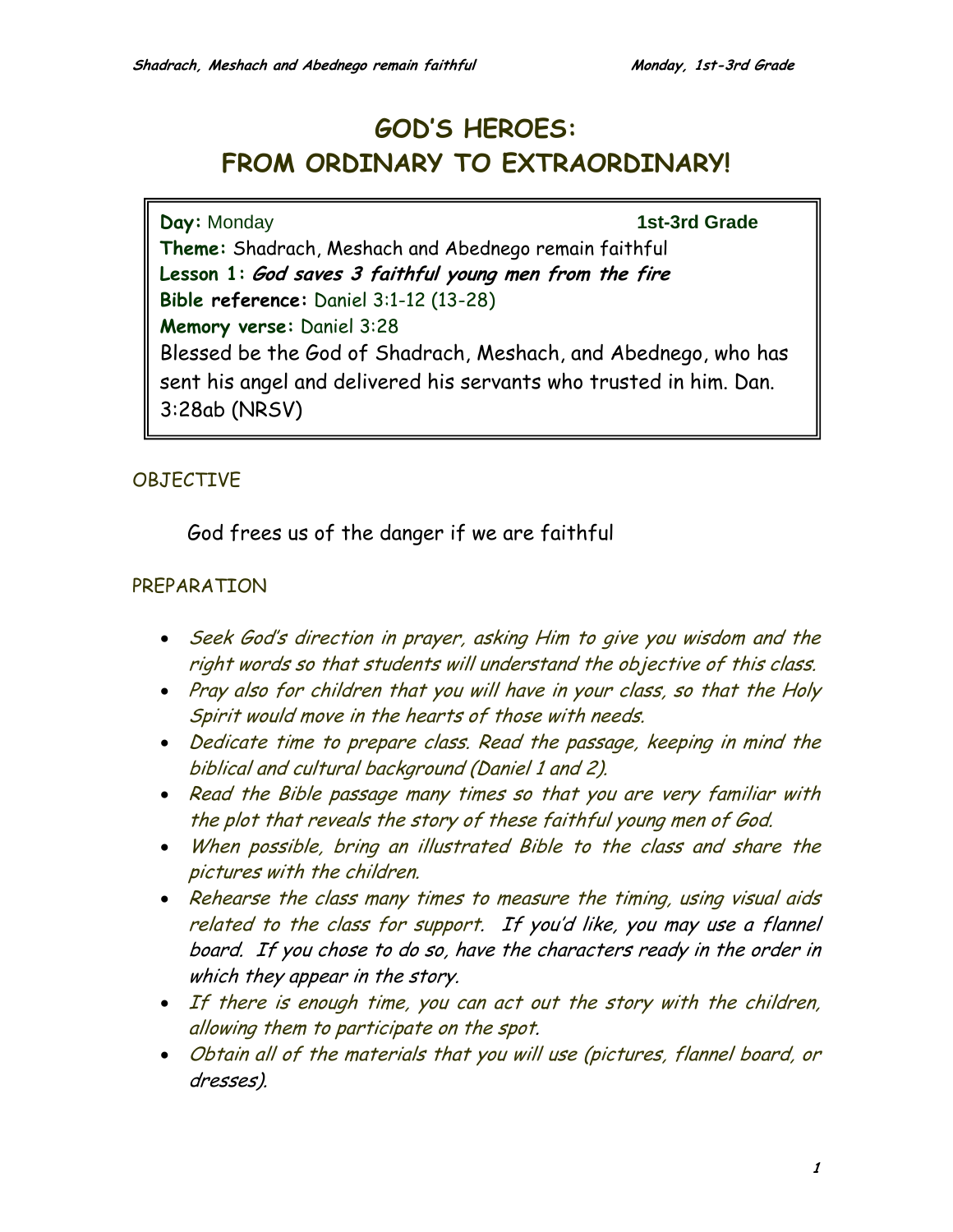# GOD'S HEROES: FROM ORDINARY TO EXTRAORDINARY!

**Day:** Monday **1st-3rd Grade**

**Theme:** Shadrach, Meshach and Abednego remain faithful

**Lesson 1:** ***God saves 3 faithful young men from the fire***

**Bible reference:** Daniel 3:1-12 (13-28)

**Memory verse:** Daniel 3:28

Blessed be the God of Shadrach, Meshach, and Abednego, who has sent his angel and delivered his servants who trusted in him. Dan. 3:28ab (NRSV)

## OBJECTIVE

God frees us of the danger if we are faithful

## PREPARATION

- *Seek God's direction in prayer, asking Him to give you wisdom and the right words so that students will understand the objective of this class.*
- *Pray also for children that you will have in your class, so that the Holy Spirit would move in the hearts of those with needs.*
- *Dedicate time to prepare class. Read the passage, keeping in mind the biblical and cultural background (Daniel 1 and 2).*
- *Read the Bible passage many times so that you are very familiar with the plot that reveals the story of these faithful young men of God.*
- *When possible, bring an illustrated Bible to the class and share the pictures with the children.*
- *Rehearse the class many times to measure the timing, using visual aids related to the class for support. If you'd like, you may use a flannel board. If you chose to do so, have the characters ready in the order in which they appear in the story.*
- *If there is enough time, you can act out the story with the children, allowing them to participate on the spot.*
- *Obtain all of the materials that you will use (pictures, flannel board, or dresses).*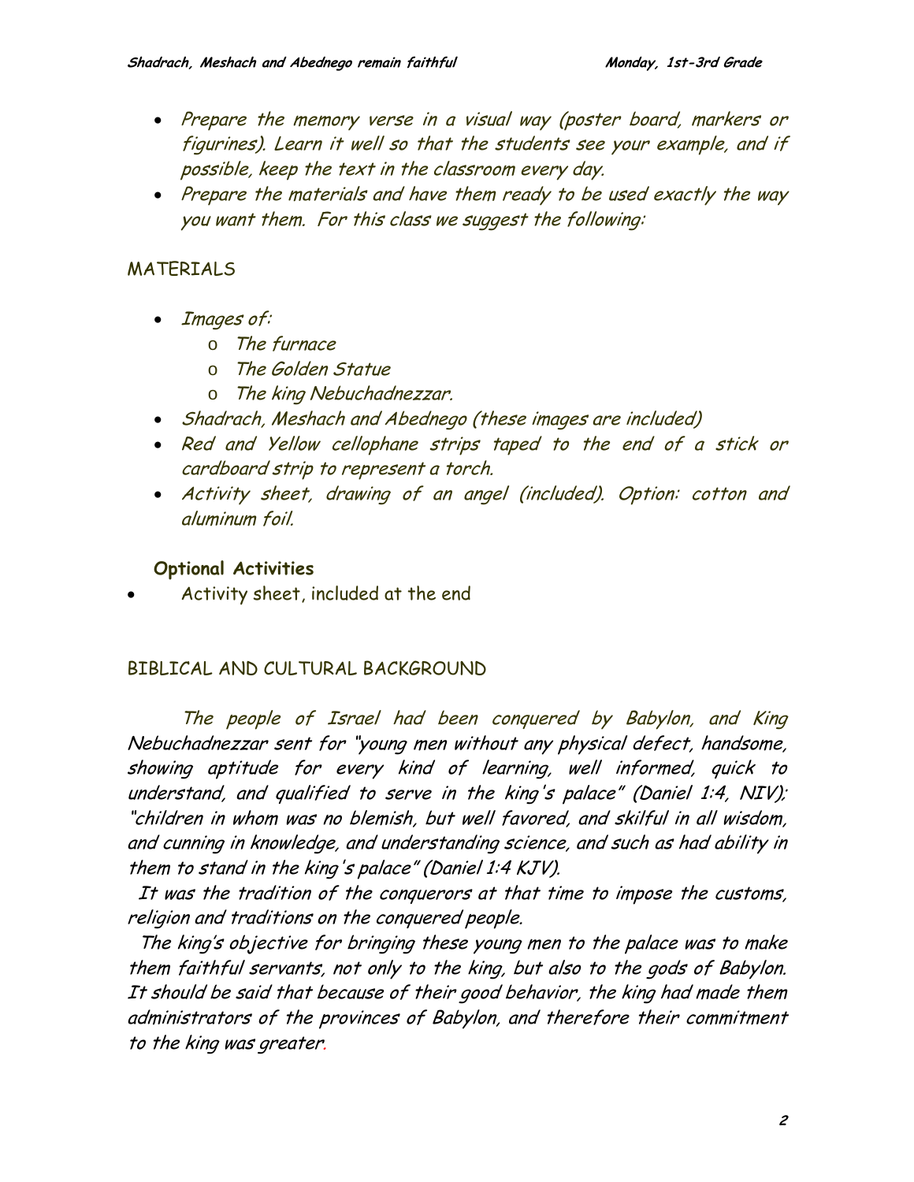- *Prepare the memory verse in a visual way (poster board, markers or figurines). Learn it well so that the students see your example, and if possible, keep the text in the classroom every day.*
- *Prepare the materials and have them ready to be used exactly the way you want them. For this class we suggest the following:*

## MATERIALS

- *Images of:*
  - *The furnace*
  - *The Golden Statue*
  - *The king Nebuchadnezzar.*
- *Shadrach, Meshach and Abednego (these images are included)*
- *Red and Yellow cellophane strips taped to the end of a stick or cardboard strip to represent a torch.*
- *Activity sheet, drawing of an angel (included). Option: cotton and aluminum foil.*

### Optional Activities

- Activity sheet, included at the end

## BIBLICAL AND CULTURAL BACKGROUND

*The people of Israel had been conquered by Babylon, and King Nebuchadnezzar sent for "young men without any physical defect, handsome, showing aptitude for every kind of learning, well informed, quick to understand, and qualified to serve in the king's palace" (Daniel 1:4, NIV); "children in whom was no blemish, but well favored, and skilful in all wisdom, and cunning in knowledge, and understanding science, and such as had ability in them to stand in the king's palace" (Daniel 1:4 KJV).*

*It was the tradition of the conquerors at that time to impose the customs, religion and traditions on the conquered people.*

*The king's objective for bringing these young men to the palace was to make them faithful servants, not only to the king, but also to the gods of Babylon. It should be said that because of their good behavior, the king had made them administrators of the provinces of Babylon, and therefore their commitment to the king was greater.*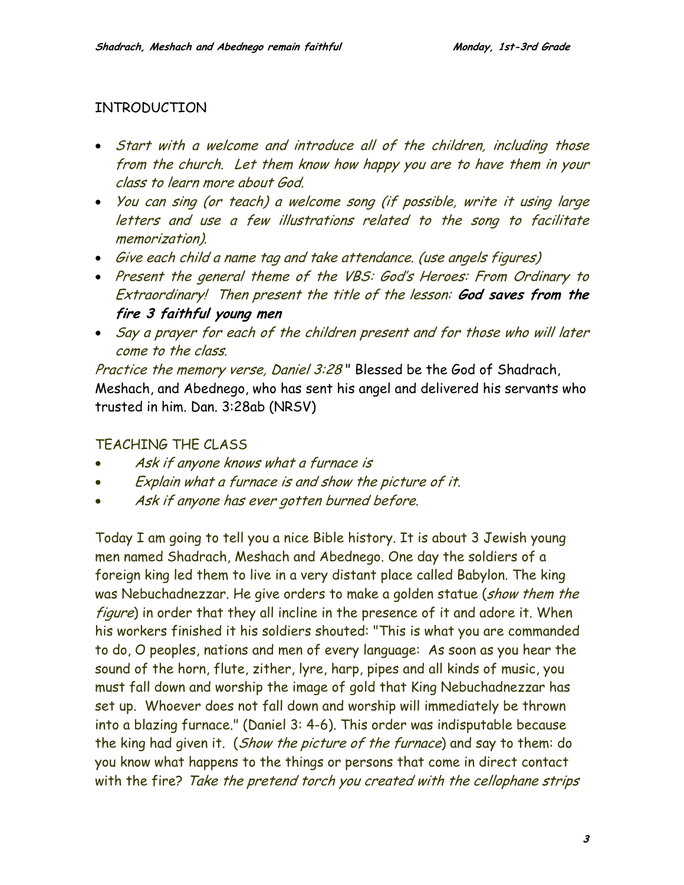## INTRODUCTION

- *Start with a welcome and introduce all of the children, including those from the church. Let them know how happy you are to have them in your class to learn more about God.*
- *You can sing (or teach) a welcome song (if possible, write it using large letters and use a few illustrations related to the song to facilitate memorization).*
- *Give each child a name tag and take attendance. (use angels figures)*
- *Present the general theme of the VBS: God's Heroes: From Ordinary to Extraordinary! Then present the title of the lesson:* ***God saves from the fire 3 faithful young men***
- *Say a prayer for each of the children present and for those who will later come to the class.*

*Practice the memory verse, Daniel 3:28* " Blessed be the God of Shadrach, Meshach, and Abednego, who has sent his angel and delivered his servants who trusted in him. Dan. 3:28ab (NRSV)

## TEACHING THE CLASS

- *Ask if anyone knows what a furnace is*
- *Explain what a furnace is and show the picture of it.*
- *Ask if anyone has ever gotten burned before.*

Today I am going to tell you a nice Bible history. It is about 3 Jewish young men named Shadrach, Meshach and Abednego. One day the soldiers of a foreign king led them to live in a very distant place called Babylon. The king was Nebuchadnezzar. He give orders to make a golden statue (*show them the figure*) in order that they all incline in the presence of it and adore it. When his workers finished it his soldiers shouted: "This is what you are commanded to do, O peoples, nations and men of every language: As soon as you hear the sound of the horn, flute, zither, lyre, harp, pipes and all kinds of music, you must fall down and worship the image of gold that King Nebuchadnezzar has set up. Whoever does not fall down and worship will immediately be thrown into a blazing furnace." (Daniel 3: 4-6). This order was indisputable because the king had given it. (*Show the picture of the furnace*) and say to them: do you know what happens to the things or persons that come in direct contact with the fire? *Take the pretend torch you created with the cellophane strips*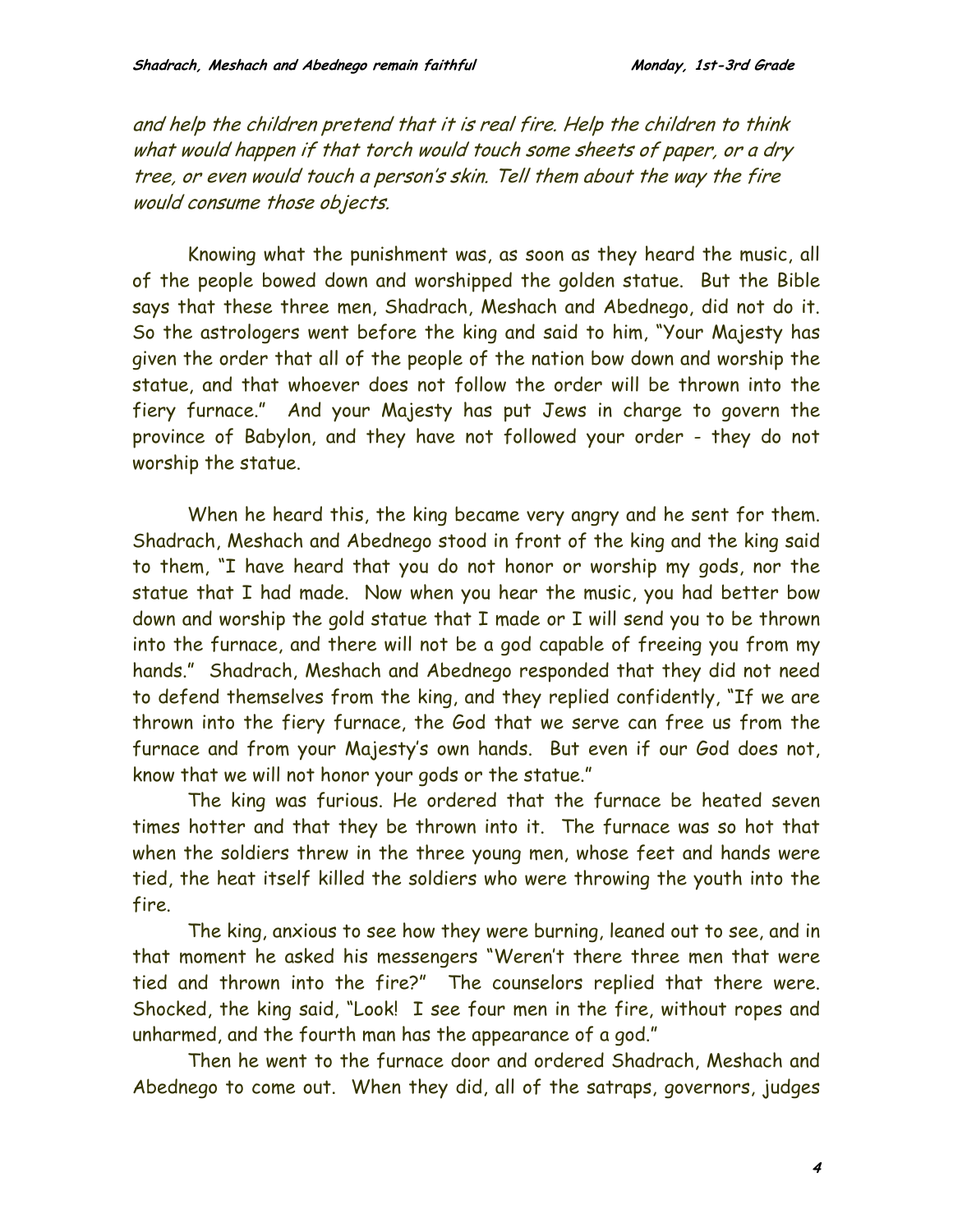*and help the children pretend that it is real fire. Help the children to think what would happen if that torch would touch some sheets of paper, or a dry tree, or even would touch a person's skin. Tell them about the way the fire would consume those objects.*

Knowing what the punishment was, as soon as they heard the music, all of the people bowed down and worshipped the golden statue. But the Bible says that these three men, Shadrach, Meshach and Abednego, did not do it. So the astrologers went before the king and said to him, "Your Majesty has given the order that all of the people of the nation bow down and worship the statue, and that whoever does not follow the order will be thrown into the fiery furnace." And your Majesty has put Jews in charge to govern the province of Babylon, and they have not followed your order - they do not worship the statue.

When he heard this, the king became very angry and he sent for them. Shadrach, Meshach and Abednego stood in front of the king and the king said to them, "I have heard that you do not honor or worship my gods, nor the statue that I had made. Now when you hear the music, you had better bow down and worship the gold statue that I made or I will send you to be thrown into the furnace, and there will not be a god capable of freeing you from my hands." Shadrach, Meshach and Abednego responded that they did not need to defend themselves from the king, and they replied confidently, "If we are thrown into the fiery furnace, the God that we serve can free us from the furnace and from your Majesty's own hands. But even if our God does not, know that we will not honor your gods or the statue."

The king was furious. He ordered that the furnace be heated seven times hotter and that they be thrown into it. The furnace was so hot that when the soldiers threw in the three young men, whose feet and hands were tied, the heat itself killed the soldiers who were throwing the youth into the fire.

The king, anxious to see how they were burning, leaned out to see, and in that moment he asked his messengers "Weren't there three men that were tied and thrown into the fire?" The counselors replied that there were. Shocked, the king said, "Look! I see four men in the fire, without ropes and unharmed, and the fourth man has the appearance of a god."

Then he went to the furnace door and ordered Shadrach, Meshach and Abednego to come out. When they did, all of the satraps, governors, judges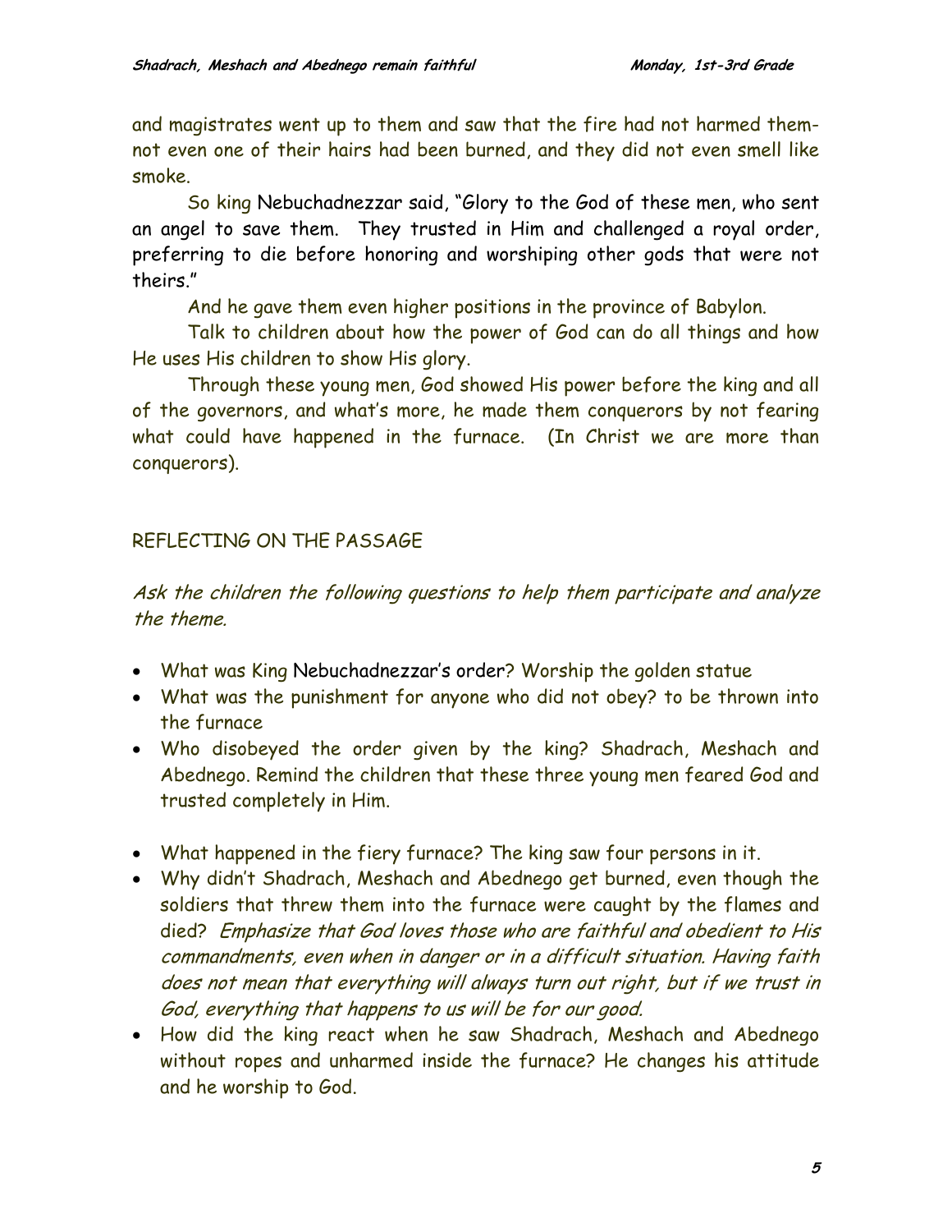and magistrates went up to them and saw that the fire had not harmed them- not even one of their hairs had been burned, and they did not even smell like smoke.

So king Nebuchadnezzar said, "Glory to the God of these men, who sent an angel to save them. They trusted in Him and challenged a royal order, preferring to die before honoring and worshiping other gods that were not theirs."

And he gave them even higher positions in the province of Babylon.

Talk to children about how the power of God can do all things and how He uses His children to show His glory.

Through these young men, God showed His power before the king and all of the governors, and what's more, he made them conquerors by not fearing what could have happened in the furnace. (In Christ we are more than conquerors).

## REFLECTING ON THE PASSAGE

*Ask the children the following questions to help them participate and analyze the theme.*

- What was King Nebuchadnezzar's order? Worship the golden statue
- What was the punishment for anyone who did not obey? to be thrown into the furnace
- Who disobeyed the order given by the king? Shadrach, Meshach and Abednego. Remind the children that these three young men feared God and trusted completely in Him.

- What happened in the fiery furnace? The king saw four persons in it.
- Why didn't Shadrach, Meshach and Abednego get burned, even though the soldiers that threw them into the furnace were caught by the flames and died? *Emphasize that God loves those who are faithful and obedient to His commandments, even when in danger or in a difficult situation. Having faith does not mean that everything will always turn out right, but if we trust in God, everything that happens to us will be for our good.*
- How did the king react when he saw Shadrach, Meshach and Abednego without ropes and unharmed inside the furnace? He changes his attitude and he worship to God.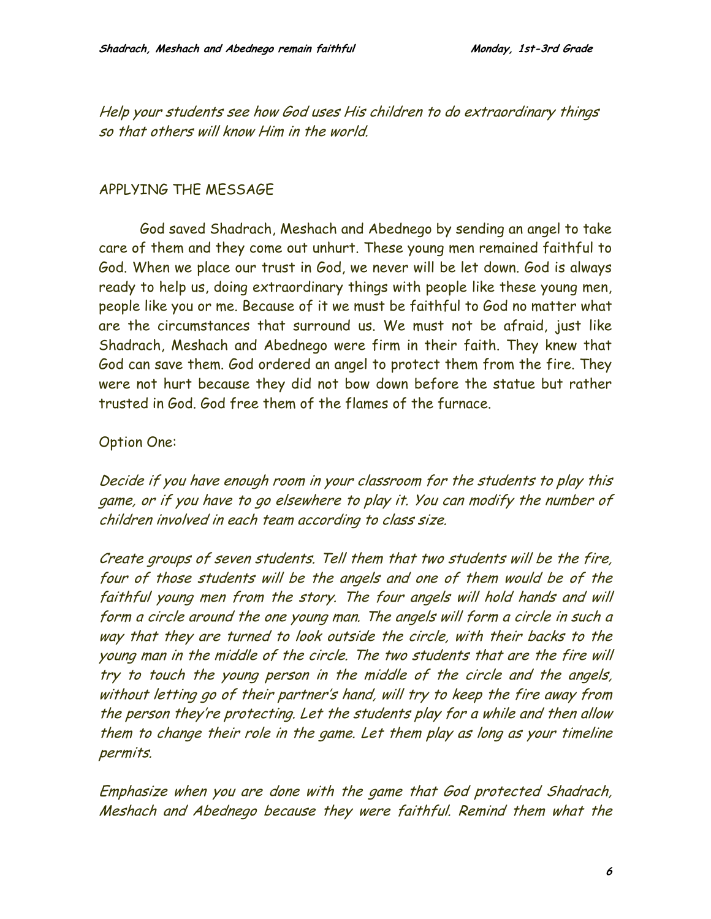*Help your students see how God uses His children to do extraordinary things so that others will know Him in the world.*

## APPLYING THE MESSAGE

God saved Shadrach, Meshach and Abednego by sending an angel to take care of them and they come out unhurt. These young men remained faithful to God. When we place our trust in God, we never will be let down. God is always ready to help us, doing extraordinary things with people like these young men, people like you or me. Because of it we must be faithful to God no matter what are the circumstances that surround us. We must not be afraid, just like Shadrach, Meshach and Abednego were firm in their faith. They knew that God can save them. God ordered an angel to protect them from the fire. They were not hurt because they did not bow down before the statue but rather trusted in God. God free them of the flames of the furnace.

Option One:

*Decide if you have enough room in your classroom for the students to play this game, or if you have to go elsewhere to play it. You can modify the number of children involved in each team according to class size.*

*Create groups of seven students. Tell them that two students will be the fire, four of those students will be the angels and one of them would be of the faithful young men from the story. The four angels will hold hands and will form a circle around the one young man. The angels will form a circle in such a way that they are turned to look outside the circle, with their backs to the young man in the middle of the circle. The two students that are the fire will try to touch the young person in the middle of the circle and the angels, without letting go of their partner's hand, will try to keep the fire away from the person they're protecting. Let the students play for a while and then allow them to change their role in the game. Let them play as long as your timeline permits.*

*Emphasize when you are done with the game that God protected Shadrach, Meshach and Abednego because they were faithful. Remind them what the*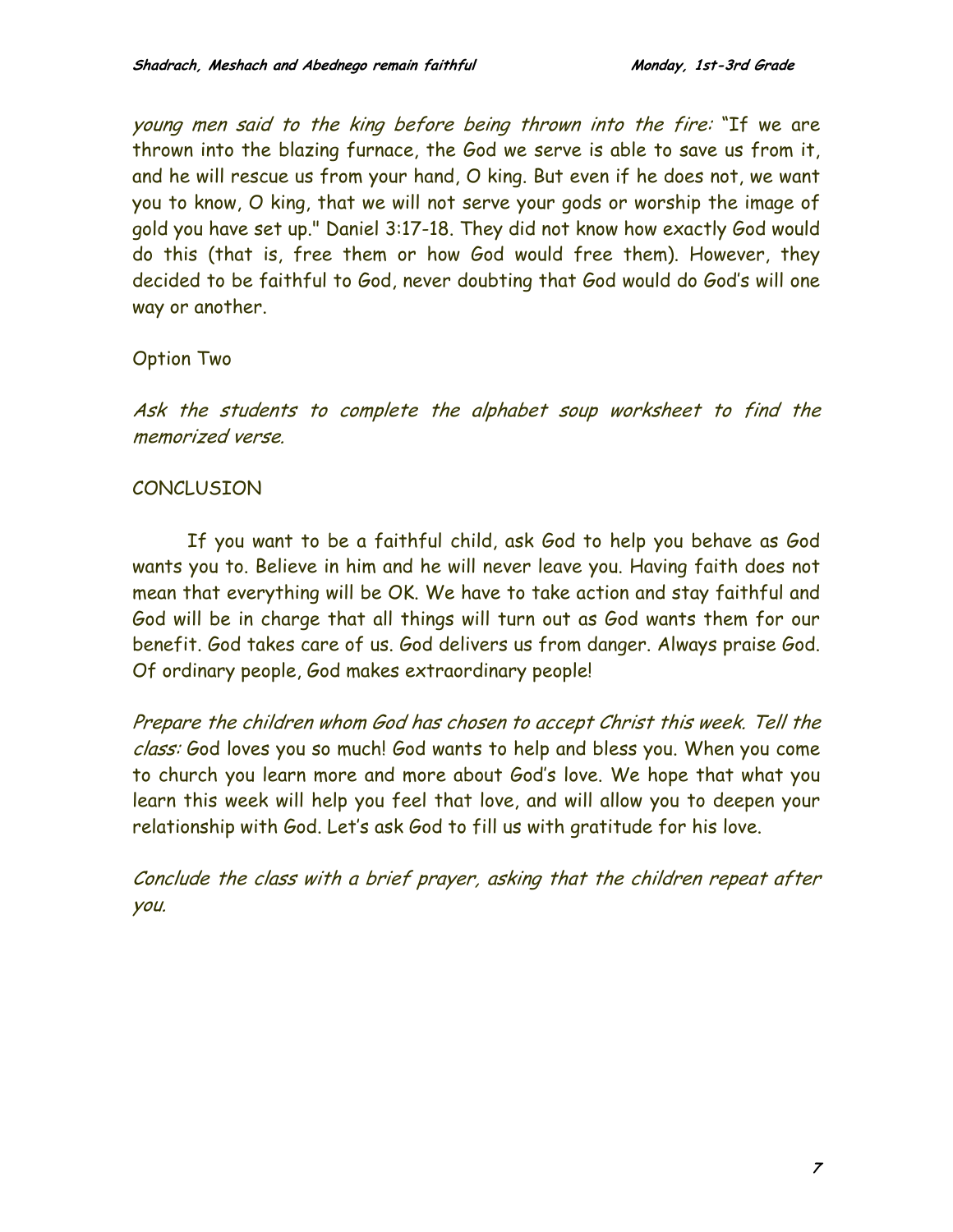*young men said to the king before being thrown into the fire:* "If we are thrown into the blazing furnace, the God we serve is able to save us from it, and he will rescue us from your hand, O king. But even if he does not, we want you to know, O king, that we will not serve your gods or worship the image of gold you have set up." Daniel 3:17-18. They did not know how exactly God would do this (that is, free them or how God would free them). However, they decided to be faithful to God, never doubting that God would do God's will one way or another.

Option Two

*Ask the students to complete the alphabet soup worksheet to find the memorized verse.*

CONCLUSION

If you want to be a faithful child, ask God to help you behave as God wants you to. Believe in him and he will never leave you. Having faith does not mean that everything will be OK. We have to take action and stay faithful and God will be in charge that all things will turn out as God wants them for our benefit. God takes care of us. God delivers us from danger. Always praise God. Of ordinary people, God makes extraordinary people!

*Prepare the children whom God has chosen to accept Christ this week. Tell the class:* God loves you so much! God wants to help and bless you. When you come to church you learn more and more about God's love. We hope that what you learn this week will help you feel that love, and will allow you to deepen your relationship with God. Let's ask God to fill us with gratitude for his love.

*Conclude the class with a brief prayer, asking that the children repeat after you.*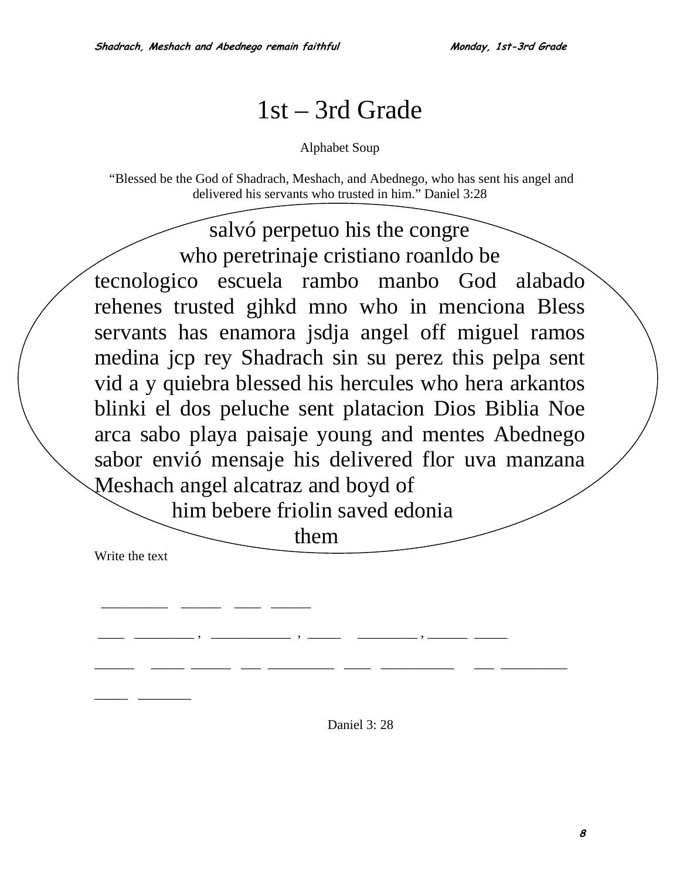# 1st – 3rd Grade

Alphabet Soup

"Blessed be the God of Shadrach, Meshach, and Abednego, who has sent his angel and delivered his servants who trusted in him." Daniel 3:28

salvó perpetuo his the congre
who peretrinaje cristiano roanldo be
tecnologico escuela rambo manbo God alabado rehenes trusted gjhkd mno who in menciona Bless servants has enamora jsdja angel off miguel ramos medina jcp rey Shadrach sin su perez this pelpa sent vid a y quiebra blessed his hercules who hera arkantos blinki el dos peluche sent platacion Dios Biblia Noe arca sabo playa paisaje young and mentes Abednego sabor envió mensaje his delivered flor uva manzana Meshach angel alcatraz and boyd of
him bebere friolin saved edonia
them

Write the text

_________ ______ ____ ______

____ _________, ___________, _____ _________, ______ _____

______ _____ ______ ___ _________ ____ __________ ___ _________

_____ ________

Daniel 3: 28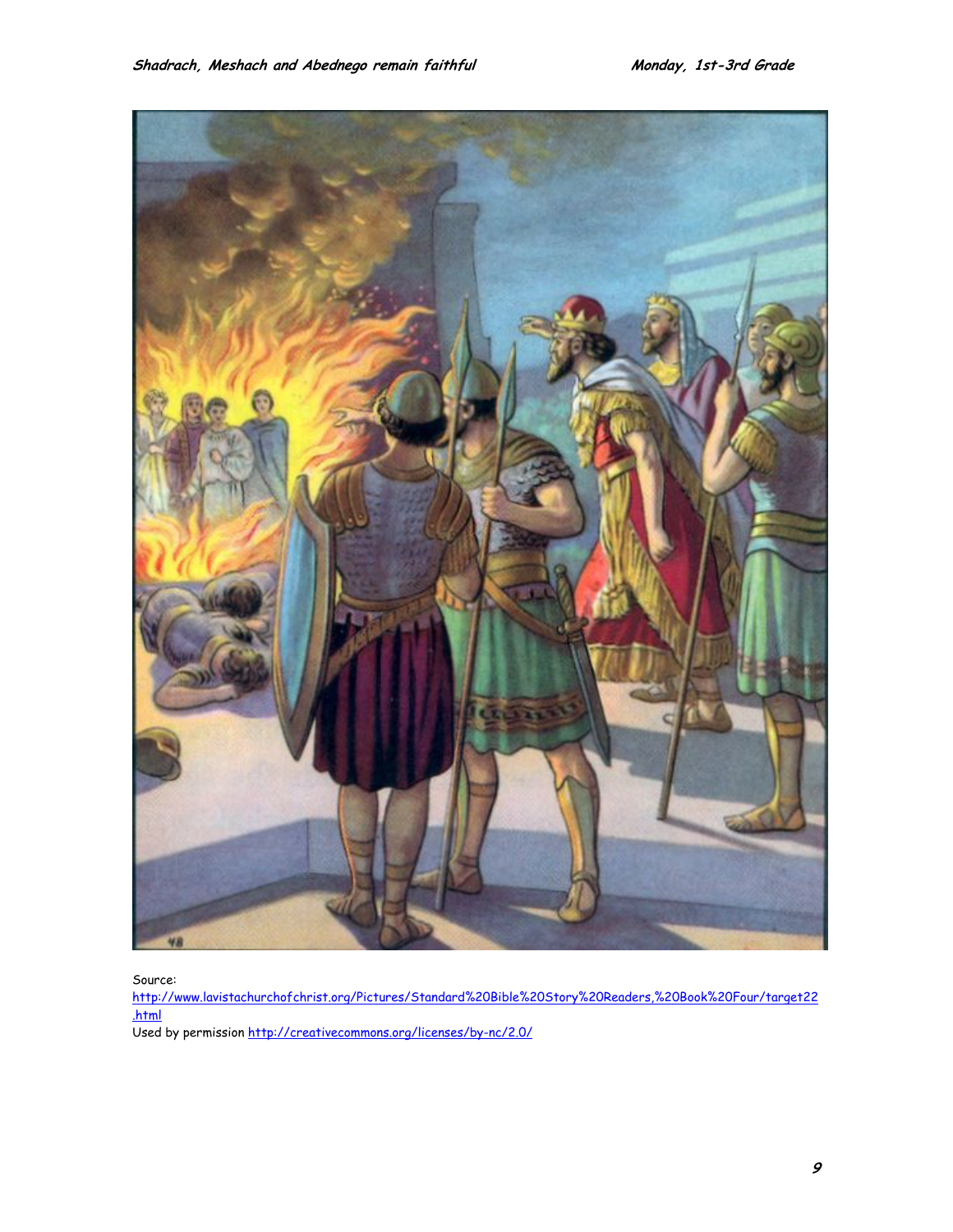Source:
http://www.lavistachurchofchrist.org/Pictures/Standard%20Bible%20Story%20Readers,%20Book%20Four/target22.html
Used by permission http://creativecommons.org/licenses/by-nc/2.0/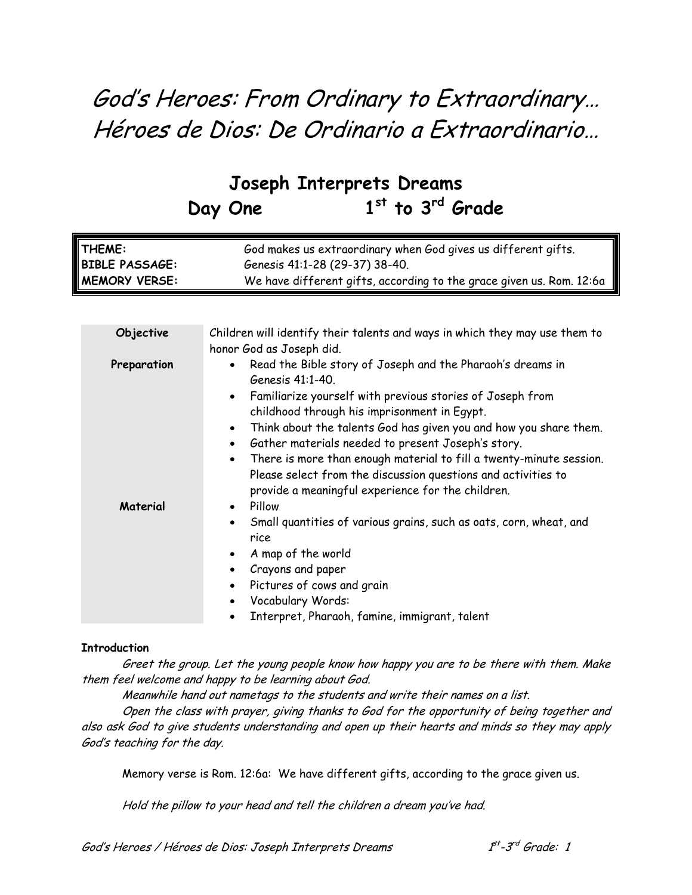# God's Heroes: From Ordinary to Extraordinary… Héroes de Dios: De Ordinario a Extraordinario…

## Joseph Interprets Dreams
## Day One 1st to 3rd Grade

| | |
|---|---|
| **THEME:** | God makes us extraordinary when God gives us different gifts. |
| **BIBLE PASSAGE:** | Genesis 41:1-28 (29-37) 38-40. |
| **MEMORY VERSE:** | We have different gifts, according to the grace given us. Rom. 12:6a |

| | |
|---|---|
| **Objective** | Children will identify their talents and ways in which they may use them to honor God as Joseph did. |
| **Preparation** | • Read the Bible story of Joseph and the Pharaoh's dreams in Genesis 41:1-40. <br> • Familiarize yourself with previous stories of Joseph from childhood through his imprisonment in Egypt. <br> • Think about the talents God has given you and how you share them. <br> • Gather materials needed to present Joseph's story. <br> • There is more than enough material to fill a twenty-minute session. Please select from the discussion questions and activities to provide a meaningful experience for the children. |
| **Material** | • Pillow <br> • Small quantities of various grains, such as oats, corn, wheat, and rice <br> • A map of the world <br> • Crayons and paper <br> • Pictures of cows and grain <br> • Vocabulary Words: <br> • Interpret, Pharaoh, famine, immigrant, talent |

**Introduction**

*Greet the group. Let the young people know how happy you are to be there with them. Make them feel welcome and happy to be learning about God.*

*Meanwhile hand out nametags to the students and write their names on a list.*

*Open the class with prayer, giving thanks to God for the opportunity of being together and also ask God to give students understanding and open up their hearts and minds so they may apply God's teaching for the day.*

Memory verse is Rom. 12:6a: We have different gifts, according to the grace given us.

*Hold the pillow to your head and tell the children a dream you've had.*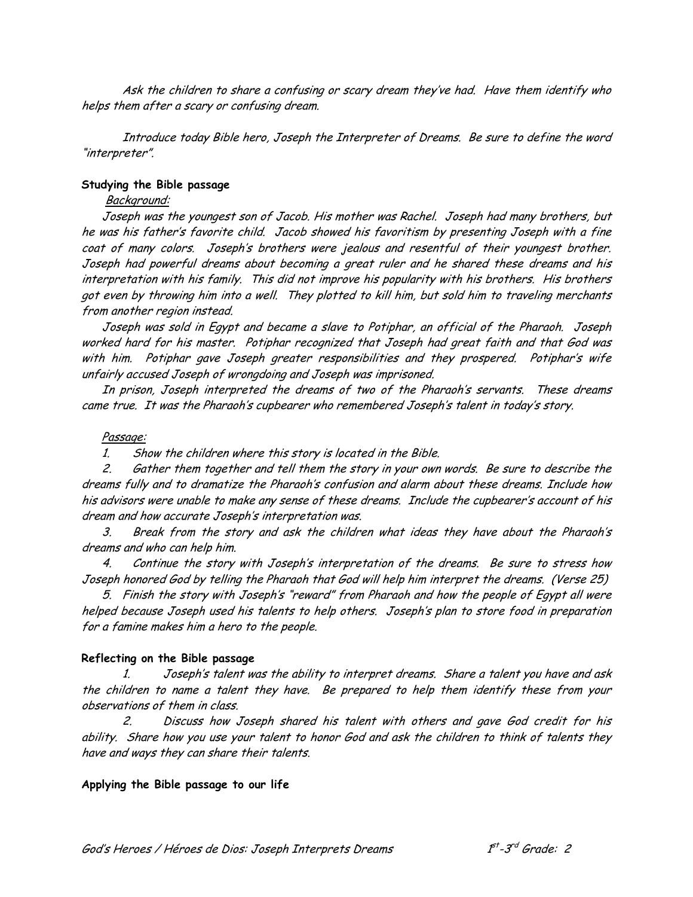*Ask the children to share a confusing or scary dream they've had. Have them identify who helps them after a scary or confusing dream.*

*Introduce today Bible hero, Joseph the Interpreter of Dreams. Be sure to define the word "interpreter".*

**Studying the Bible passage**

*Background:*

*Joseph was the youngest son of Jacob. His mother was Rachel. Joseph had many brothers, but he was his father's favorite child. Jacob showed his favoritism by presenting Joseph with a fine coat of many colors. Joseph's brothers were jealous and resentful of their youngest brother. Joseph had powerful dreams about becoming a great ruler and he shared these dreams and his interpretation with his family. This did not improve his popularity with his brothers. His brothers got even by throwing him into a well. They plotted to kill him, but sold him to traveling merchants from another region instead.*

*Joseph was sold in Egypt and became a slave to Potiphar, an official of the Pharaoh. Joseph worked hard for his master. Potiphar recognized that Joseph had great faith and that God was with him. Potiphar gave Joseph greater responsibilities and they prospered. Potiphar's wife unfairly accused Joseph of wrongdoing and Joseph was imprisoned.*

*In prison, Joseph interpreted the dreams of two of the Pharaoh's servants. These dreams came true. It was the Pharaoh's cupbearer who remembered Joseph's talent in today's story.*

*Passage:*

1. *Show the children where this story is located in the Bible.*
2. *Gather them together and tell them the story in your own words. Be sure to describe the dreams fully and to dramatize the Pharaoh's confusion and alarm about these dreams. Include how his advisors were unable to make any sense of these dreams. Include the cupbearer's account of his dream and how accurate Joseph's interpretation was.*
3. *Break from the story and ask the children what ideas they have about the Pharaoh's dreams and who can help him.*
4. *Continue the story with Joseph's interpretation of the dreams. Be sure to stress how Joseph honored God by telling the Pharaoh that God will help him interpret the dreams. (Verse 25)*
5. *Finish the story with Joseph's "reward" from Pharaoh and how the people of Egypt all were helped because Joseph used his talents to help others. Joseph's plan to store food in preparation for a famine makes him a hero to the people.*

**Reflecting on the Bible passage**

1. *Joseph's talent was the ability to interpret dreams. Share a talent you have and ask the children to name a talent they have. Be prepared to help them identify these from your observations of them in class.*
2. *Discuss how Joseph shared his talent with others and gave God credit for his ability. Share how you use your talent to honor God and ask the children to think of talents they have and ways they can share their talents.*

**Applying the Bible passage to our life**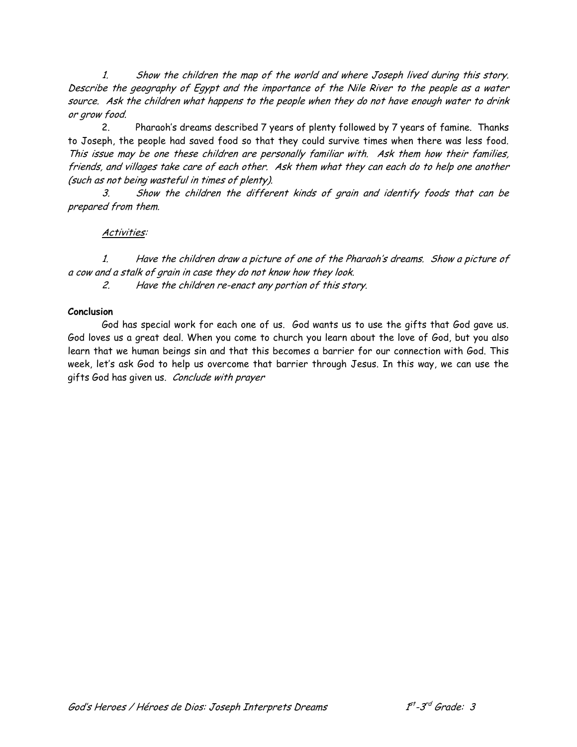1. *Show the children the map of the world and where Joseph lived during this story. Describe the geography of Egypt and the importance of the Nile River to the people as a water source. Ask the children what happens to the people when they do not have enough water to drink or grow food.*

2. Pharaoh's dreams described 7 years of plenty followed by 7 years of famine. Thanks to Joseph, the people had saved food so that they could survive times when there was less food. *This issue may be one these children are personally familiar with. Ask them how their families, friends, and villages take care of each other. Ask them what they can each do to help one another (such as not being wasteful in times of plenty).*

3. *Show the children the different kinds of grain and identify foods that can be prepared from them.*

*Activities:*

1. *Have the children draw a picture of one of the Pharaoh's dreams. Show a picture of a cow and a stalk of grain in case they do not know how they look.*
2. *Have the children re-enact any portion of this story.*

**Conclusion**

God has special work for each one of us. God wants us to use the gifts that God gave us. God loves us a great deal. When you come to church you learn about the love of God, but you also learn that we human beings sin and that this becomes a barrier for our connection with God. This week, let's ask God to help us overcome that barrier through Jesus. In this way, we can use the gifts God has given us. *Conclude with prayer*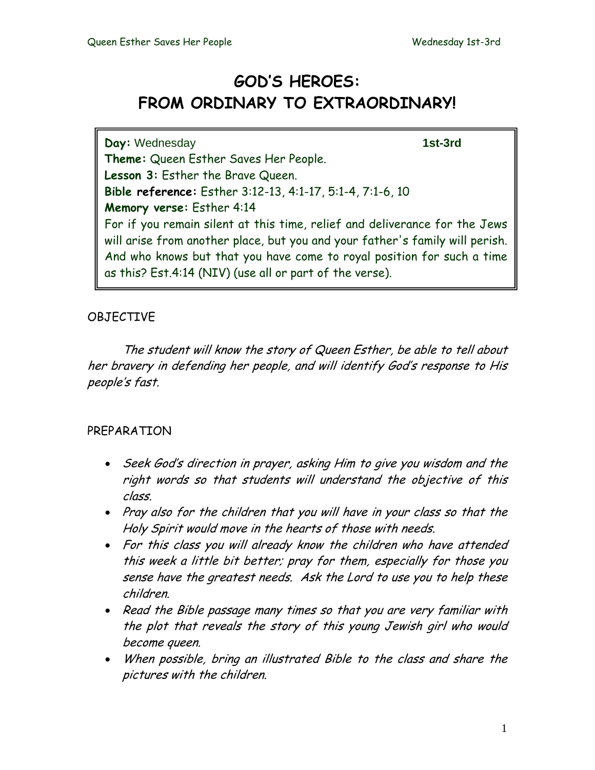# GOD'S HEROES: FROM ORDINARY TO EXTRAORDINARY!

**Day:** Wednesday **1st-3rd**
**Theme:** Queen Esther Saves Her People.
**Lesson 3:** Esther the Brave Queen.
**Bible reference:** Esther 3:12-13, 4:1-17, 5:1-4, 7:1-6, 10
**Memory verse:** Esther 4:14
For if you remain silent at this time, relief and deliverance for the Jews will arise from another place, but you and your father's family will perish. And who knows but that you have come to royal position for such a time as this? Est.4:14 (NIV) (use all or part of the verse).

## OBJECTIVE

*The student will know the story of Queen Esther, be able to tell about her bravery in defending her people, and will identify God's response to His people's fast.*

## PREPARATION

- *Seek God's direction in prayer, asking Him to give you wisdom and the right words so that students will understand the objective of this class.*
- *Pray also for the children that you will have in your class so that the Holy Spirit would move in the hearts of those with needs.*
- *For this class you will already know the children who have attended this week a little bit better; pray for them, especially for those you sense have the greatest needs. Ask the Lord to use you to help these children.*
- *Read the Bible passage many times so that you are very familiar with the plot that reveals the story of this young Jewish girl who would become queen.*
- *When possible, bring an illustrated Bible to the class and share the pictures with the children.*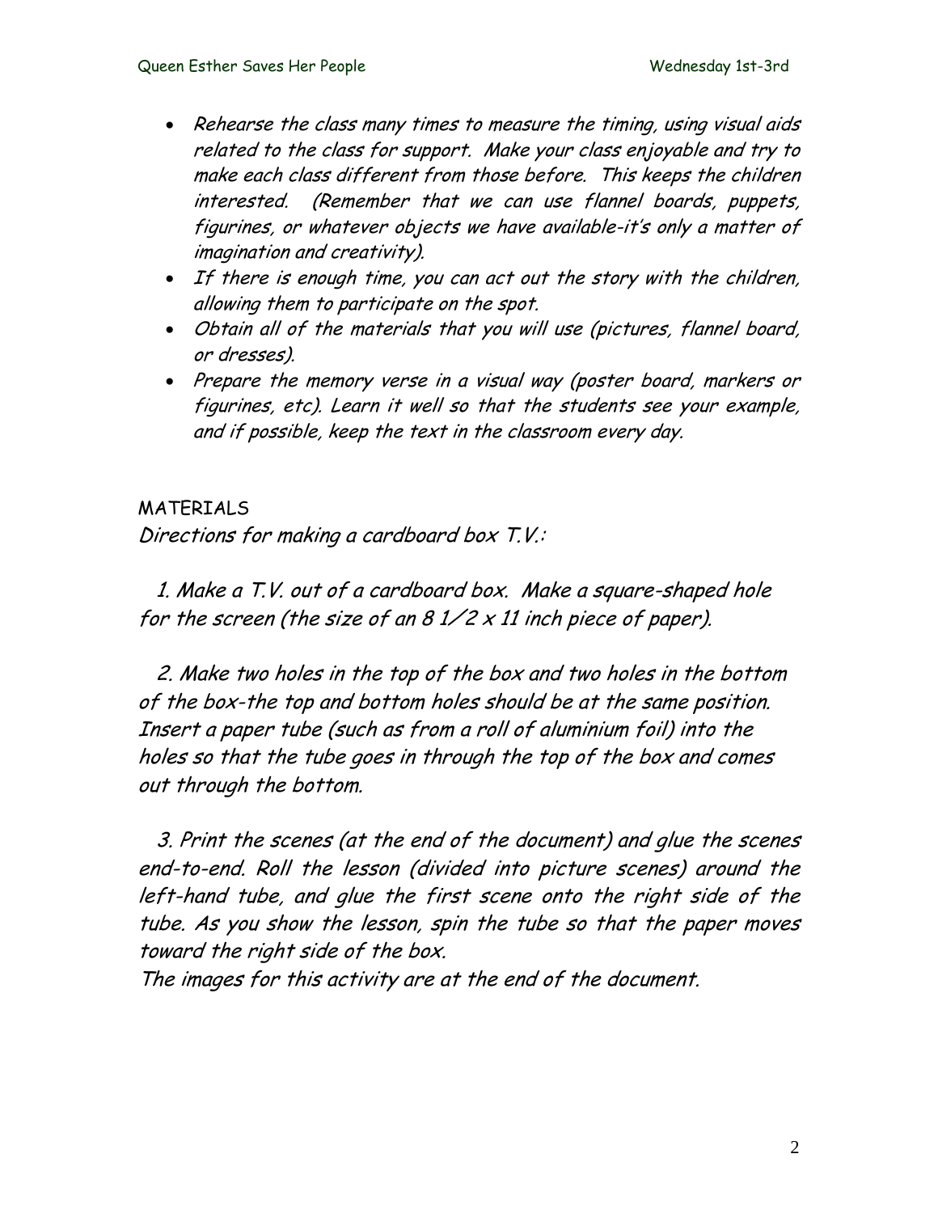- *Rehearse the class many times to measure the timing, using visual aids related to the class for support. Make your class enjoyable and try to make each class different from those before. This keeps the children interested. (Remember that we can use flannel boards, puppets, figurines, or whatever objects we have available-it's only a matter of imagination and creativity).*
- *If there is enough time, you can act out the story with the children, allowing them to participate on the spot.*
- *Obtain all of the materials that you will use (pictures, flannel board, or dresses).*
- *Prepare the memory verse in a visual way (poster board, markers or figurines, etc). Learn it well so that the students see your example, and if possible, keep the text in the classroom every day.*

MATERIALS

*Directions for making a cardboard box T.V.:*

*1. Make a T.V. out of a cardboard box. Make a square-shaped hole for the screen (the size of an 8 1/2 x 11 inch piece of paper).*

*2. Make two holes in the top of the box and two holes in the bottom of the box-the top and bottom holes should be at the same position. Insert a paper tube (such as from a roll of aluminium foil) into the holes so that the tube goes in through the top of the box and comes out through the bottom.*

*3. Print the scenes (at the end of the document) and glue the scenes end-to-end. Roll the lesson (divided into picture scenes) around the left-hand tube, and glue the first scene onto the right side of the tube. As you show the lesson, spin the tube so that the paper moves toward the right side of the box.*

*The images for this activity are at the end of the document.*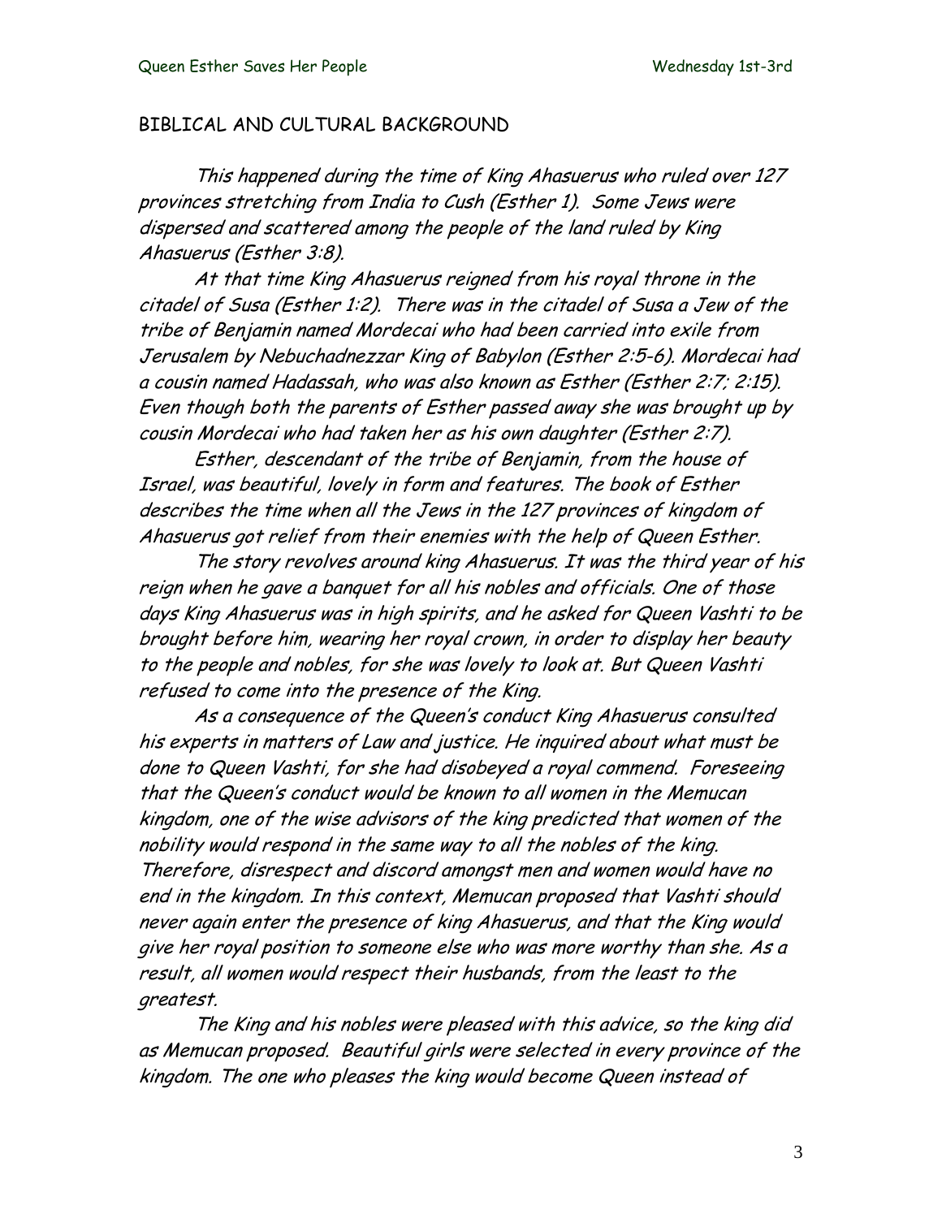BIBLICAL AND CULTURAL BACKGROUND

*This happened during the time of King Ahasuerus who ruled over 127 provinces stretching from India to Cush (Esther 1). Some Jews were dispersed and scattered among the people of the land ruled by King Ahasuerus (Esther 3:8).*

*At that time King Ahasuerus reigned from his royal throne in the citadel of Susa (Esther 1:2). There was in the citadel of Susa a Jew of the tribe of Benjamin named Mordecai who had been carried into exile from Jerusalem by Nebuchadnezzar King of Babylon (Esther 2:5-6). Mordecai had a cousin named Hadassah, who was also known as Esther (Esther 2:7; 2:15). Even though both the parents of Esther passed away she was brought up by cousin Mordecai who had taken her as his own daughter (Esther 2:7).*

*Esther, descendant of the tribe of Benjamin, from the house of Israel, was beautiful, lovely in form and features. The book of Esther describes the time when all the Jews in the 127 provinces of kingdom of Ahasuerus got relief from their enemies with the help of Queen Esther.*

*The story revolves around king Ahasuerus. It was the third year of his reign when he gave a banquet for all his nobles and officials. One of those days King Ahasuerus was in high spirits, and he asked for Queen Vashti to be brought before him, wearing her royal crown, in order to display her beauty to the people and nobles, for she was lovely to look at. But Queen Vashti refused to come into the presence of the King.*

*As a consequence of the Queen's conduct King Ahasuerus consulted his experts in matters of Law and justice. He inquired about what must be done to Queen Vashti, for she had disobeyed a royal commend. Foreseeing that the Queen's conduct would be known to all women in the Memucan kingdom, one of the wise advisors of the king predicted that women of the nobility would respond in the same way to all the nobles of the king. Therefore, disrespect and discord amongst men and women would have no end in the kingdom. In this context, Memucan proposed that Vashti should never again enter the presence of king Ahasuerus, and that the King would give her royal position to someone else who was more worthy than she. As a result, all women would respect their husbands, from the least to the greatest.*

*The King and his nobles were pleased with this advice, so the king did as Memucan proposed. Beautiful girls were selected in every province of the kingdom. The one who pleases the king would become Queen instead of*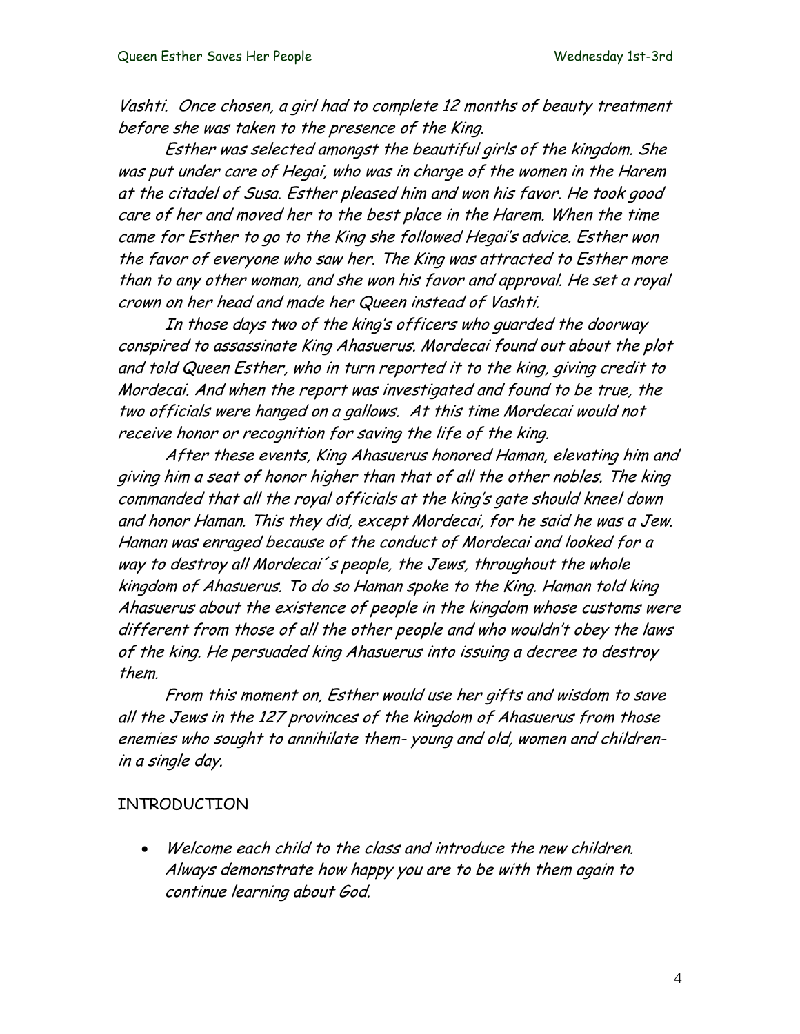*Vashti. Once chosen, a girl had to complete 12 months of beauty treatment before she was taken to the presence of the King.*

*Esther was selected amongst the beautiful girls of the kingdom. She was put under care of Hegai, who was in charge of the women in the Harem at the citadel of Susa. Esther pleased him and won his favor. He took good care of her and moved her to the best place in the Harem. When the time came for Esther to go to the King she followed Hegai's advice. Esther won the favor of everyone who saw her. The King was attracted to Esther more than to any other woman, and she won his favor and approval. He set a royal crown on her head and made her Queen instead of Vashti.*

*In those days two of the king's officers who guarded the doorway conspired to assassinate King Ahasuerus. Mordecai found out about the plot and told Queen Esther, who in turn reported it to the king, giving credit to Mordecai. And when the report was investigated and found to be true, the two officials were hanged on a gallows. At this time Mordecai would not receive honor or recognition for saving the life of the king.*

*After these events, King Ahasuerus honored Haman, elevating him and giving him a seat of honor higher than that of all the other nobles. The king commanded that all the royal officials at the king's gate should kneel down and honor Haman. This they did, except Mordecai, for he said he was a Jew. Haman was enraged because of the conduct of Mordecai and looked for a way to destroy all Mordecai´s people, the Jews, throughout the whole kingdom of Ahasuerus. To do so Haman spoke to the King. Haman told king Ahasuerus about the existence of people in the kingdom whose customs were different from those of all the other people and who wouldn't obey the laws of the king. He persuaded king Ahasuerus into issuing a decree to destroy them.*

*From this moment on, Esther would use her gifts and wisdom to save all the Jews in the 127 provinces of the kingdom of Ahasuerus from those enemies who sought to annihilate them- young and old, women and children- in a single day.*

## INTRODUCTION

- *Welcome each child to the class and introduce the new children. Always demonstrate how happy you are to be with them again to continue learning about God.*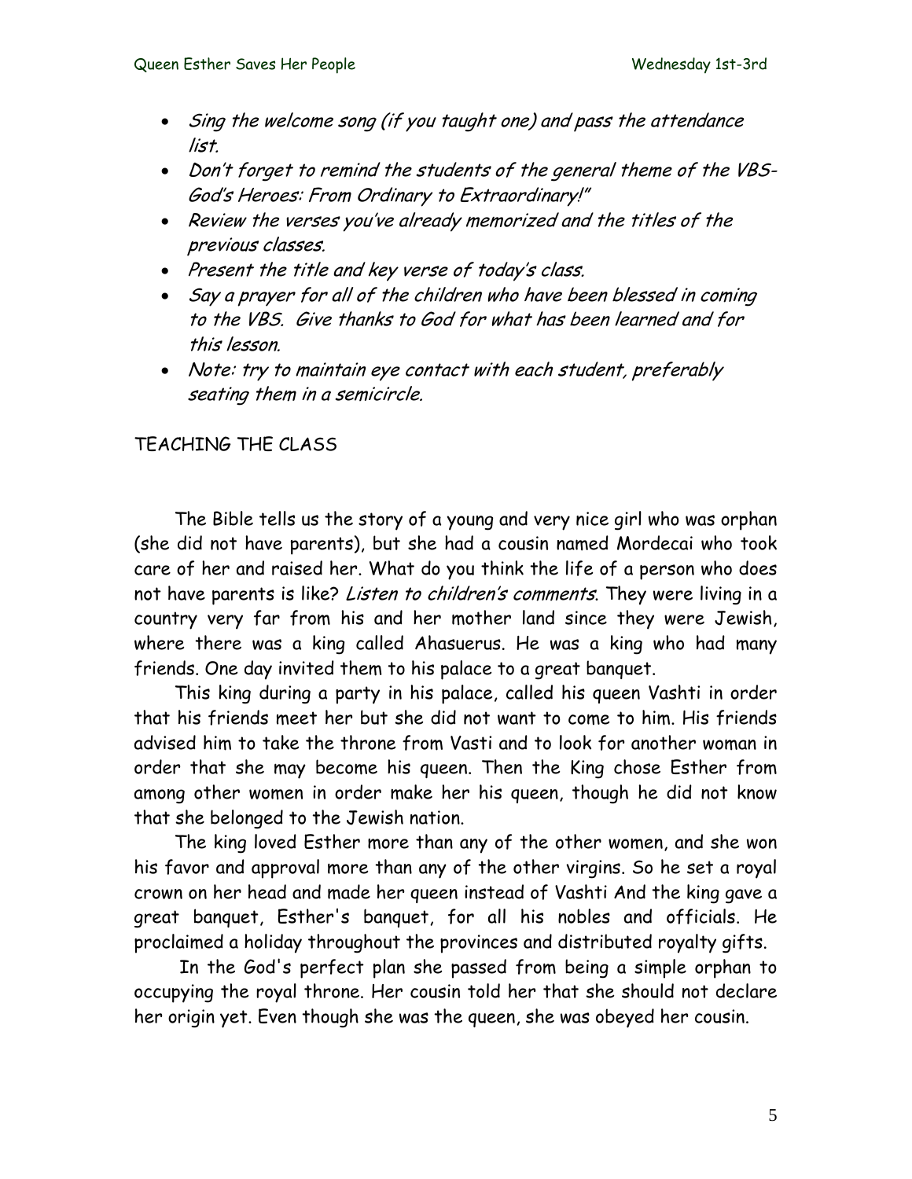- *Sing the welcome song (if you taught one) and pass the attendance list.*
- *Don't forget to remind the students of the general theme of the VBS- God's Heroes: From Ordinary to Extraordinary!"*
- *Review the verses you've already memorized and the titles of the previous classes.*
- *Present the title and key verse of today's class.*
- *Say a prayer for all of the children who have been blessed in coming to the VBS. Give thanks to God for what has been learned and for this lesson.*
- *Note: try to maintain eye contact with each student, preferably seating them in a semicircle.*

## TEACHING THE CLASS

The Bible tells us the story of a young and very nice girl who was orphan (she did not have parents), but she had a cousin named Mordecai who took care of her and raised her. What do you think the life of a person who does not have parents is like? *Listen to children's comments*. They were living in a country very far from his and her mother land since they were Jewish, where there was a king called Ahasuerus. He was a king who had many friends. One day invited them to his palace to a great banquet.

This king during a party in his palace, called his queen Vashti in order that his friends meet her but she did not want to come to him. His friends advised him to take the throne from Vasti and to look for another woman in order that she may become his queen. Then the King chose Esther from among other women in order make her his queen, though he did not know that she belonged to the Jewish nation.

The king loved Esther more than any of the other women, and she won his favor and approval more than any of the other virgins. So he set a royal crown on her head and made her queen instead of Vashti And the king gave a great banquet, Esther's banquet, for all his nobles and officials. He proclaimed a holiday throughout the provinces and distributed royalty gifts.

In the God's perfect plan she passed from being a simple orphan to occupying the royal throne. Her cousin told her that she should not declare her origin yet. Even though she was the queen, she was obeyed her cousin.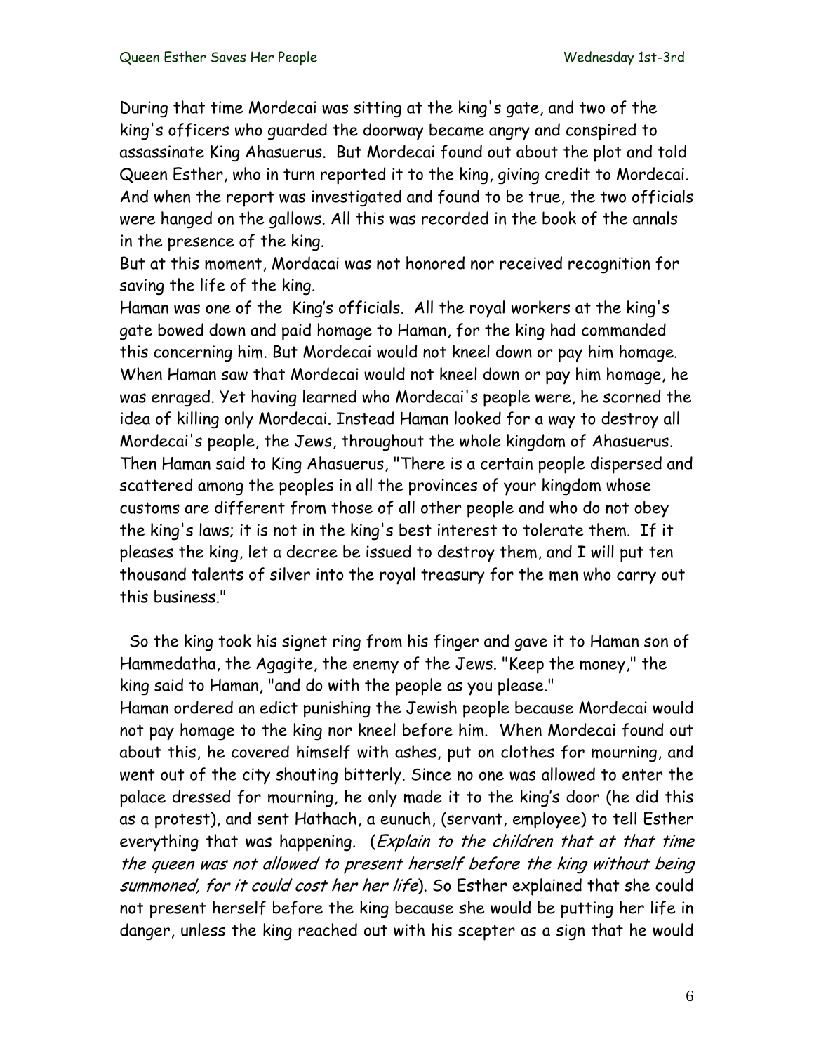During that time Mordecai was sitting at the king's gate, and two of the king's officers who guarded the doorway became angry and conspired to assassinate King Ahasuerus. But Mordecai found out about the plot and told Queen Esther, who in turn reported it to the king, giving credit to Mordecai. And when the report was investigated and found to be true, the two officials were hanged on the gallows. All this was recorded in the book of the annals in the presence of the king.

But at this moment, Mordacai was not honored nor received recognition for saving the life of the king.

Haman was one of the King's officials. All the royal workers at the king's gate bowed down and paid homage to Haman, for the king had commanded this concerning him. But Mordecai would not kneel down or pay him homage. When Haman saw that Mordecai would not kneel down or pay him homage, he was enraged. Yet having learned who Mordecai's people were, he scorned the idea of killing only Mordecai. Instead Haman looked for a way to destroy all Mordecai's people, the Jews, throughout the whole kingdom of Ahasuerus. Then Haman said to King Ahasuerus, "There is a certain people dispersed and scattered among the peoples in all the provinces of your kingdom whose customs are different from those of all other people and who do not obey the king's laws; it is not in the king's best interest to tolerate them. If it pleases the king, let a decree be issued to destroy them, and I will put ten thousand talents of silver into the royal treasury for the men who carry out this business."

So the king took his signet ring from his finger and gave it to Haman son of Hammedatha, the Agagite, the enemy of the Jews. "Keep the money," the king said to Haman, "and do with the people as you please."

Haman ordered an edict punishing the Jewish people because Mordecai would not pay homage to the king nor kneel before him. When Mordecai found out about this, he covered himself with ashes, put on clothes for mourning, and went out of the city shouting bitterly. Since no one was allowed to enter the palace dressed for mourning, he only made it to the king's door (he did this as a protest), and sent Hathach, a eunuch, (servant, employee) to tell Esther everything that was happening. (*Explain to the children that at that time the queen was not allowed to present herself before the king without being summoned, for it could cost her her life*). So Esther explained that she could not present herself before the king because she would be putting her life in danger, unless the king reached out with his scepter as a sign that he would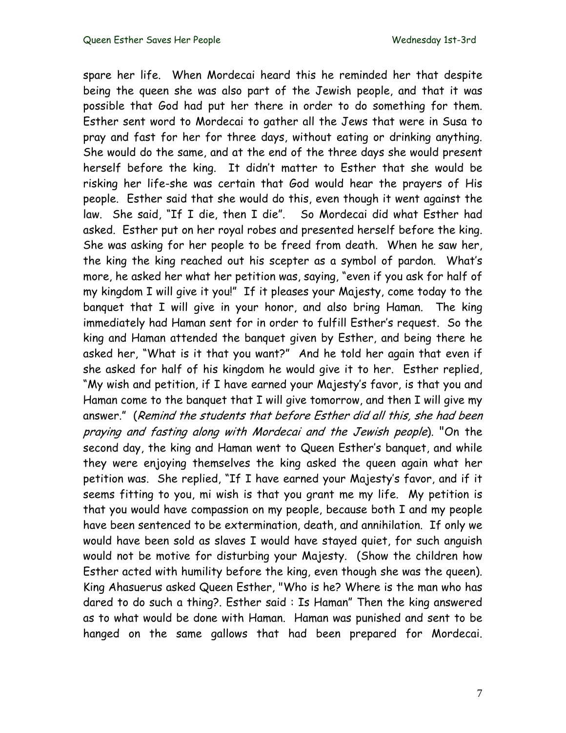spare her life. When Mordecai heard this he reminded her that despite being the queen she was also part of the Jewish people, and that it was possible that God had put her there in order to do something for them. Esther sent word to Mordecai to gather all the Jews that were in Susa to pray and fast for her for three days, without eating or drinking anything. She would do the same, and at the end of the three days she would present herself before the king. It didn't matter to Esther that she would be risking her life-she was certain that God would hear the prayers of His people. Esther said that she would do this, even though it went against the law. She said, "If I die, then I die". So Mordecai did what Esther had asked. Esther put on her royal robes and presented herself before the king. She was asking for her people to be freed from death. When he saw her, the king the king reached out his scepter as a symbol of pardon. What's more, he asked her what her petition was, saying, "even if you ask for half of my kingdom I will give it you!" If it pleases your Majesty, come today to the banquet that I will give in your honor, and also bring Haman. The king immediately had Haman sent for in order to fulfill Esther's request. So the king and Haman attended the banquet given by Esther, and being there he asked her, "What is it that you want?" And he told her again that even if she asked for half of his kingdom he would give it to her. Esther replied, "My wish and petition, if I have earned your Majesty's favor, is that you and Haman come to the banquet that I will give tomorrow, and then I will give my answer." (*Remind the students that before Esther did all this, she had been praying and fasting along with Mordecai and the Jewish people*). "On the second day, the king and Haman went to Queen Esther's banquet, and while they were enjoying themselves the king asked the queen again what her petition was. She replied, "If I have earned your Majesty's favor, and if it seems fitting to you, mi wish is that you grant me my life. My petition is that you would have compassion on my people, because both I and my people have been sentenced to be extermination, death, and annihilation. If only we would have been sold as slaves I would have stayed quiet, for such anguish would not be motive for disturbing your Majesty. (Show the children how Esther acted with humility before the king, even though she was the queen). King Ahasuerus asked Queen Esther, "Who is he? Where is the man who has dared to do such a thing?. Esther said : Is Haman" Then the king answered as to what would be done with Haman. Haman was punished and sent to be hanged on the same gallows that had been prepared for Mordecai.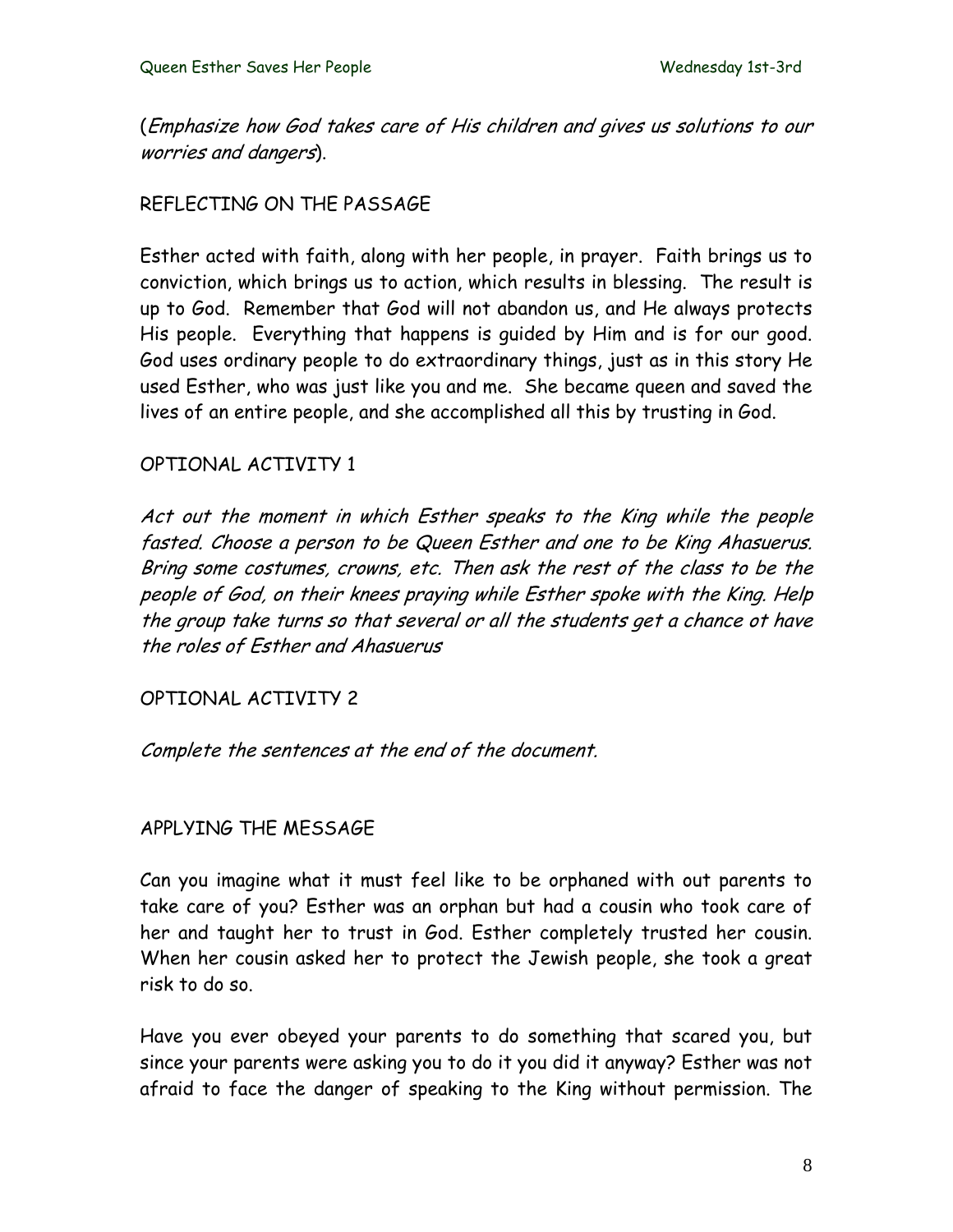(*Emphasize how God takes care of His children and gives us solutions to our worries and dangers*).

## REFLECTING ON THE PASSAGE

Esther acted with faith, along with her people, in prayer. Faith brings us to conviction, which brings us to action, which results in blessing. The result is up to God. Remember that God will not abandon us, and He always protects His people. Everything that happens is guided by Him and is for our good. God uses ordinary people to do extraordinary things, just as in this story He used Esther, who was just like you and me. She became queen and saved the lives of an entire people, and she accomplished all this by trusting in God.

## OPTIONAL ACTIVITY 1

*Act out the moment in which Esther speaks to the King while the people fasted. Choose a person to be Queen Esther and one to be King Ahasuerus. Bring some costumes, crowns, etc. Then ask the rest of the class to be the people of God, on their knees praying while Esther spoke with the King. Help the group take turns so that several or all the students get a chance ot have the roles of Esther and Ahasuerus*

## OPTIONAL ACTIVITY 2

*Complete the sentences at the end of the document.*

## APPLYING THE MESSAGE

Can you imagine what it must feel like to be orphaned with out parents to take care of you? Esther was an orphan but had a cousin who took care of her and taught her to trust in God. Esther completely trusted her cousin. When her cousin asked her to protect the Jewish people, she took a great risk to do so.

Have you ever obeyed your parents to do something that scared you, but since your parents were asking you to do it you did it anyway? Esther was not afraid to face the danger of speaking to the King without permission. The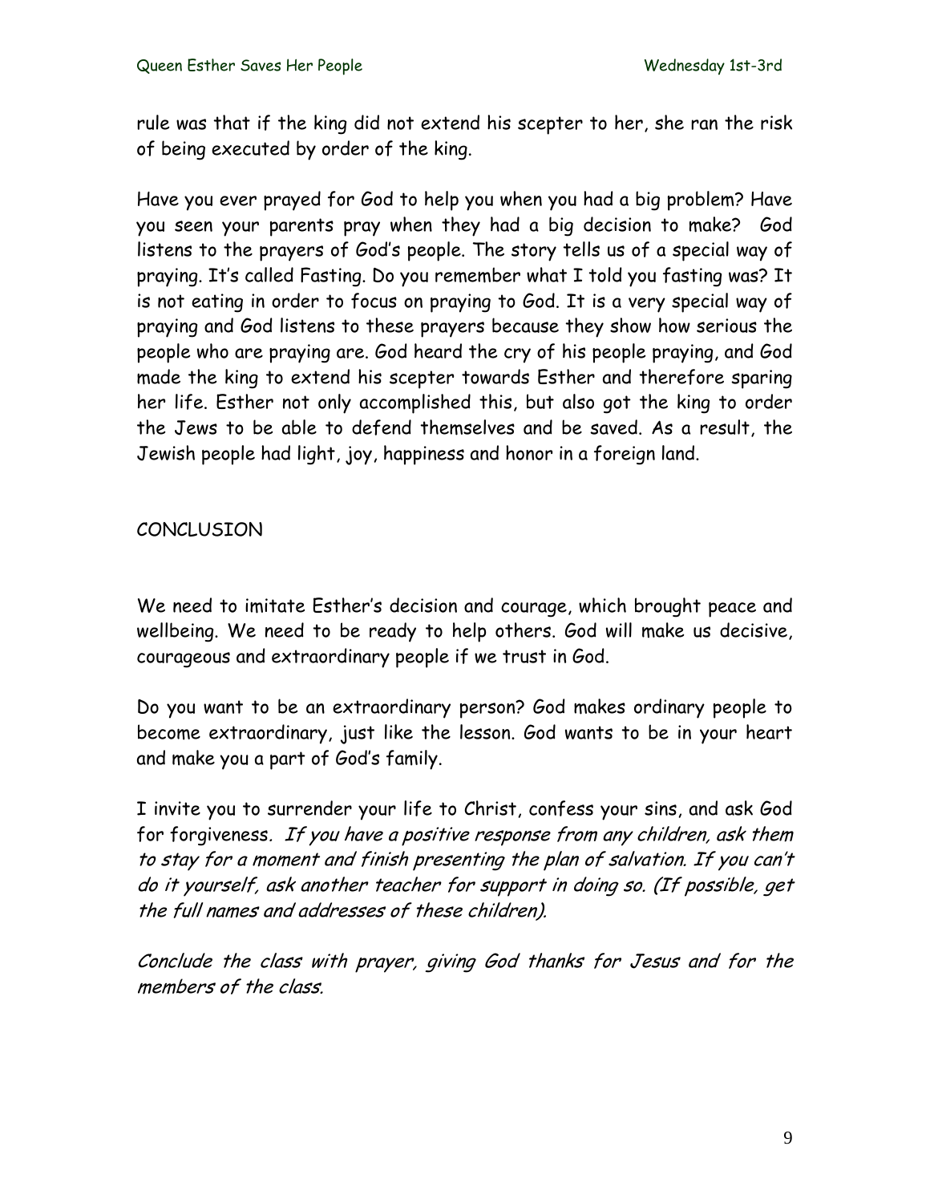rule was that if the king did not extend his scepter to her, she ran the risk of being executed by order of the king.

Have you ever prayed for God to help you when you had a big problem? Have you seen your parents pray when they had a big decision to make? God listens to the prayers of God's people. The story tells us of a special way of praying. It's called Fasting. Do you remember what I told you fasting was? It is not eating in order to focus on praying to God. It is a very special way of praying and God listens to these prayers because they show how serious the people who are praying are. God heard the cry of his people praying, and God made the king to extend his scepter towards Esther and therefore sparing her life. Esther not only accomplished this, but also got the king to order the Jews to be able to defend themselves and be saved. As a result, the Jewish people had light, joy, happiness and honor in a foreign land.

## CONCLUSION

We need to imitate Esther's decision and courage, which brought peace and wellbeing. We need to be ready to help others. God will make us decisive, courageous and extraordinary people if we trust in God.

Do you want to be an extraordinary person? God makes ordinary people to become extraordinary, just like the lesson. God wants to be in your heart and make you a part of God's family.

I invite you to surrender your life to Christ, confess your sins, and ask God for forgiveness. *If you have a positive response from any children, ask them to stay for a moment and finish presenting the plan of salvation. If you can't do it yourself, ask another teacher for support in doing so. (If possible, get the full names and addresses of these children).*

*Conclude the class with prayer, giving God thanks for Jesus and for the members of the class.*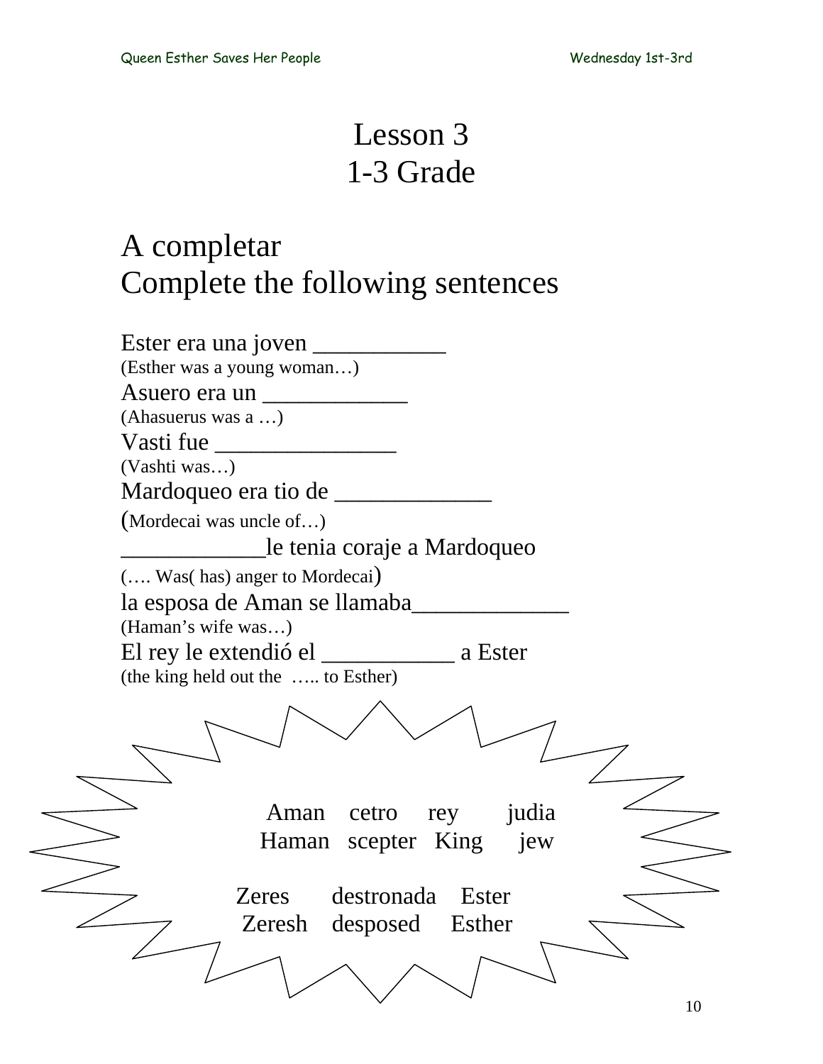# Lesson 3
# 1-3 Grade

## A completar
## Complete the following sentences

Ester era una joven ___________
(Esther was a young woman…)

Asuero era un ____________
(Ahasuerus was a …)

Vasti fue _______________
(Vashti was…)

Mardoqueo era tio de _____________
(Mordecai was uncle of…)

____________le tenia coraje a Mardoqueo
(…. Was( has) anger to Mordecai)

la esposa de Aman se llamaba_____________
(Haman's wife was…)

El rey le extendió el ___________ a Ester
(the king held out the ….. to Esther)

Aman cetro rey judia
Haman scepter King jew

Zeres destronada Ester
Zeresh desposed Esther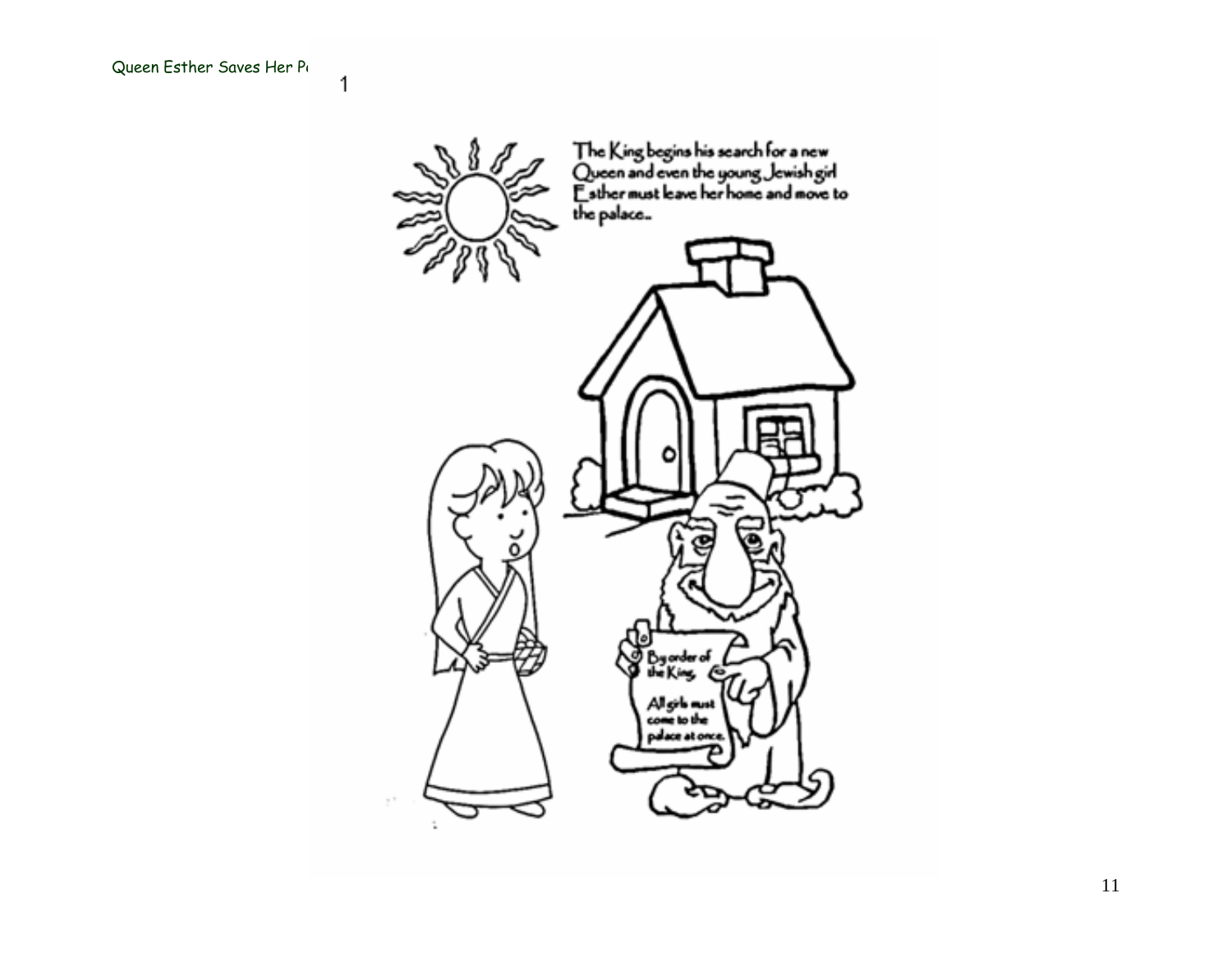The King begins his search for a new Queen and even the young Jewish girl Esther must leave her home and move to the palace..

By order of the King,

All girls must come to the palace at once.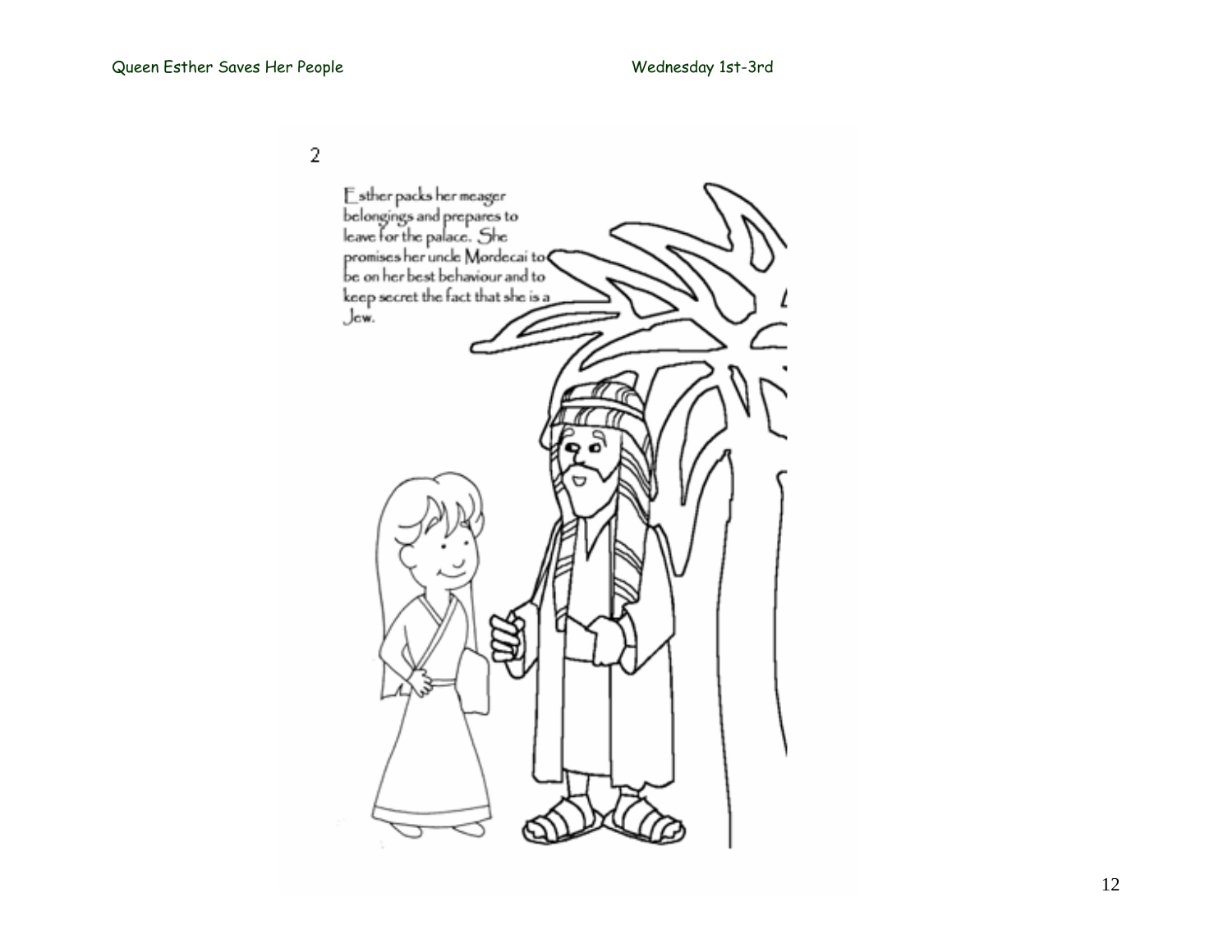2

Esther packs her meager belongings and prepares to leave for the palace. She promises her uncle Mordecai to be on her best behaviour and to keep secret the fact that she is a Jew.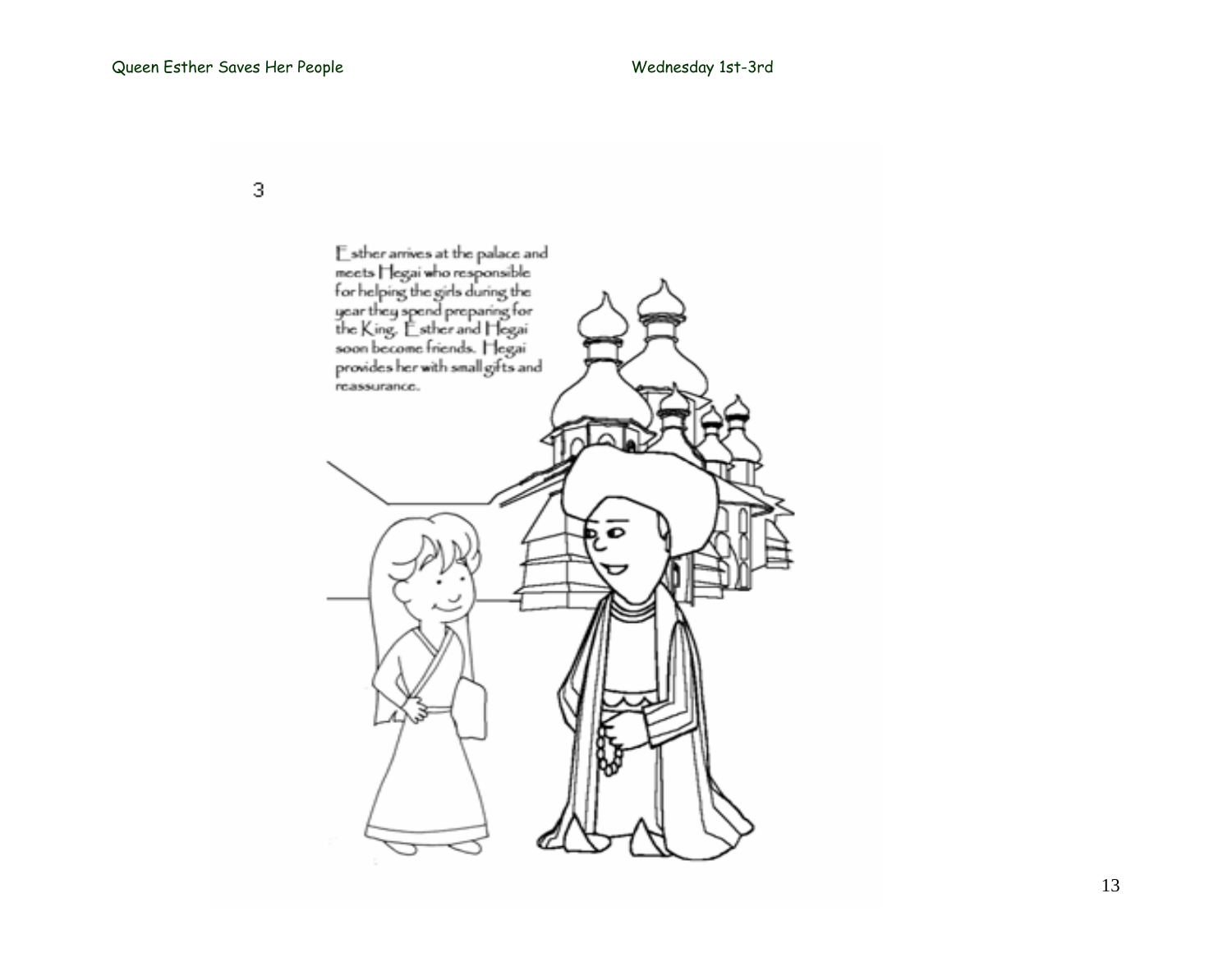3

Esther arrives at the palace and meets Hegai who responsible for helping the girls during the year they spend preparing for the King. Esther and Hegai soon become friends. Hegai provides her with small gifts and reassurance.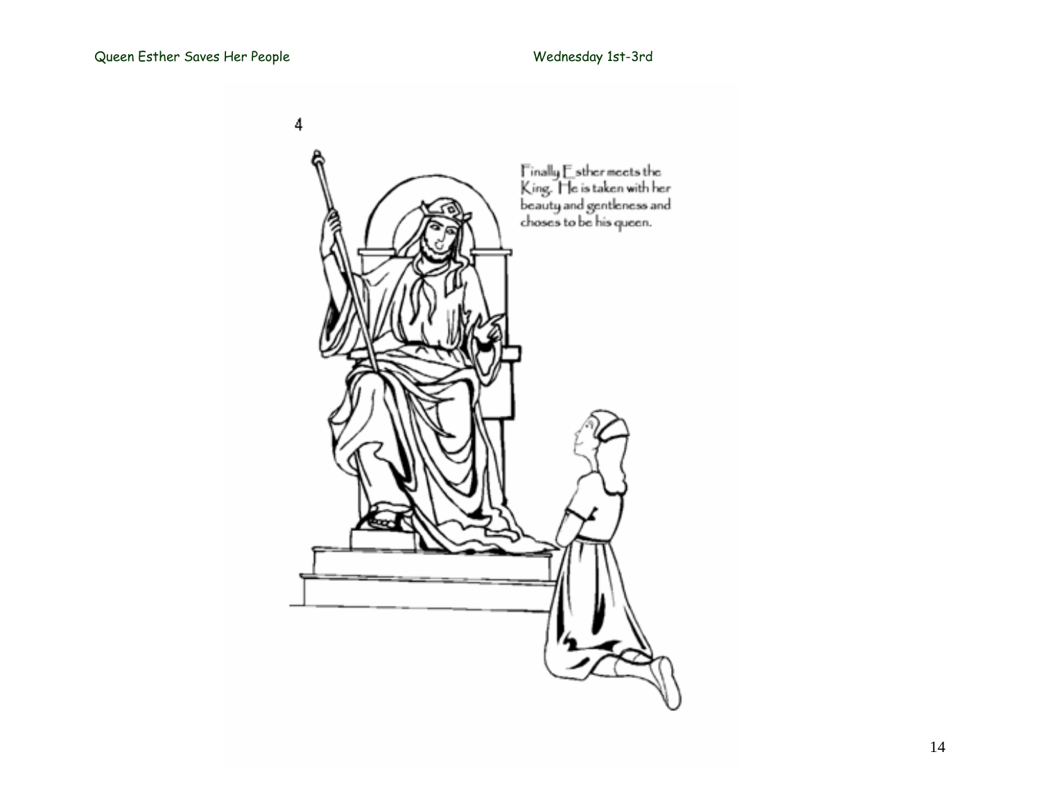4

Finally Esther meets the King. He is taken with her beauty and gentleness and choses to be his queen.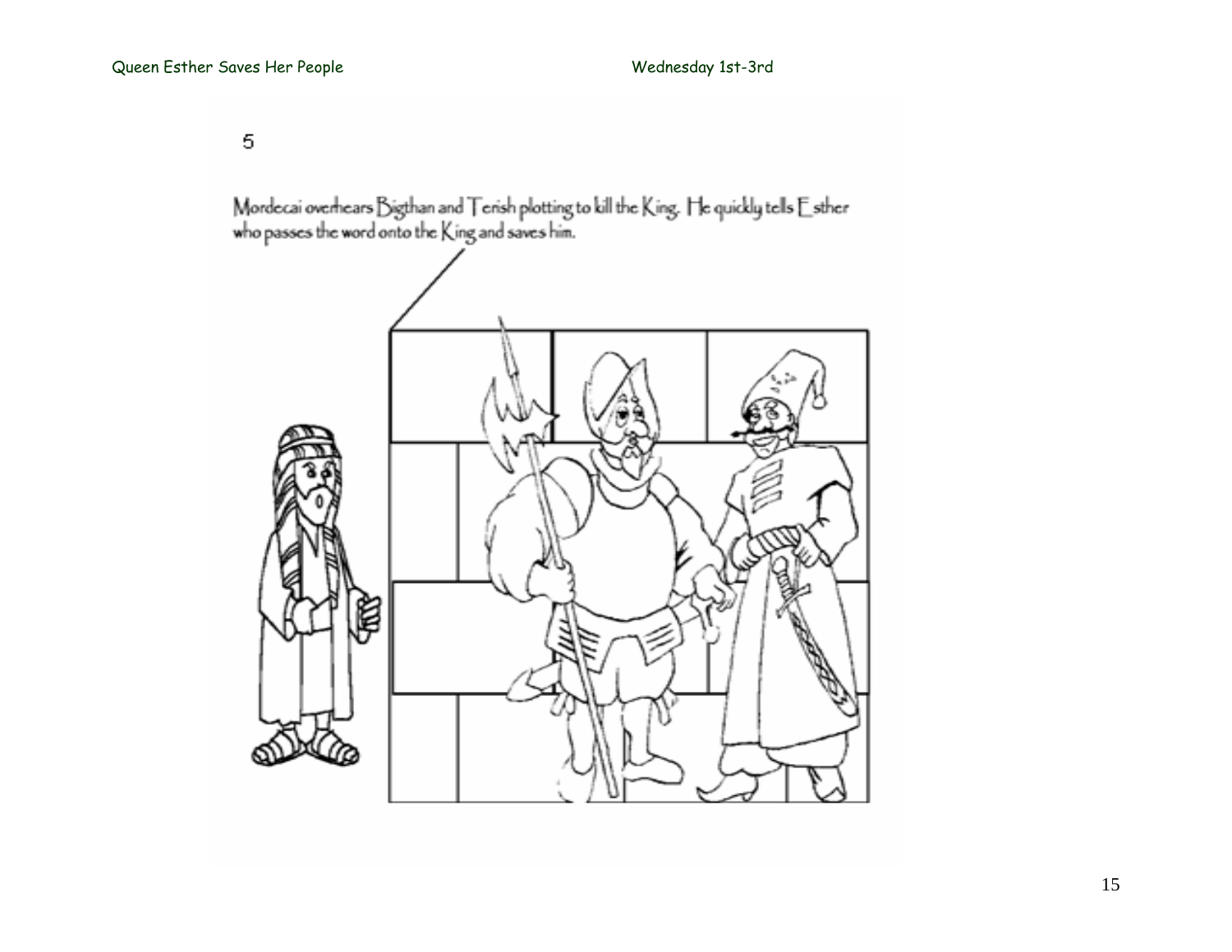5

Mordecai overhears Bigthan and Terish plotting to kill the King. He quickly tells Esther who passes the word onto the King and saves him.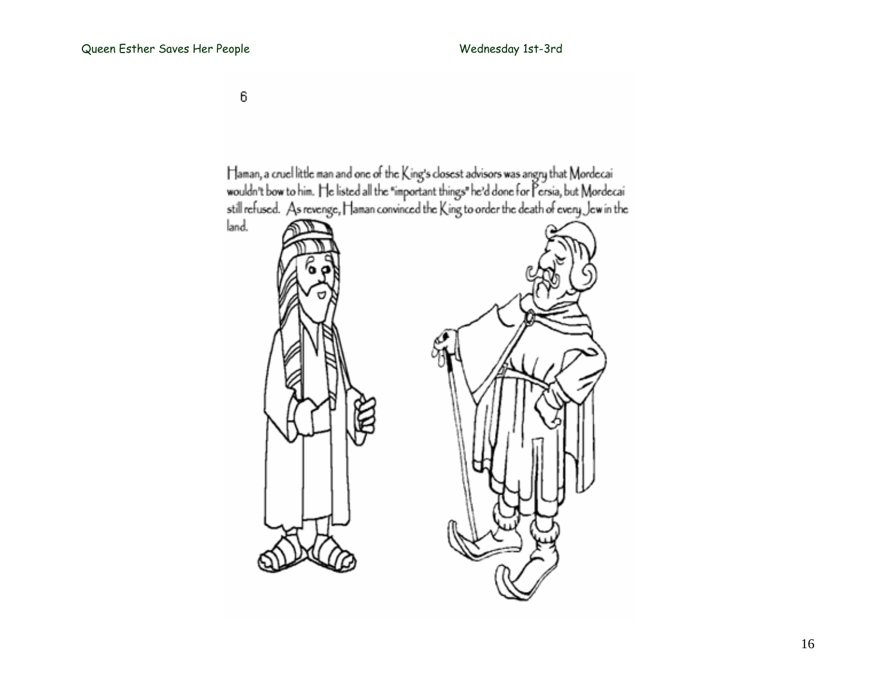6

Haman, a cruel little man and one of the King's closest advisors was angry that Mordecai wouldn't bow to him. He listed all the "important things" he'd done for Persia, but Mordecai still refused. As revenge, Haman convinced the King to order the death of every Jew in the land.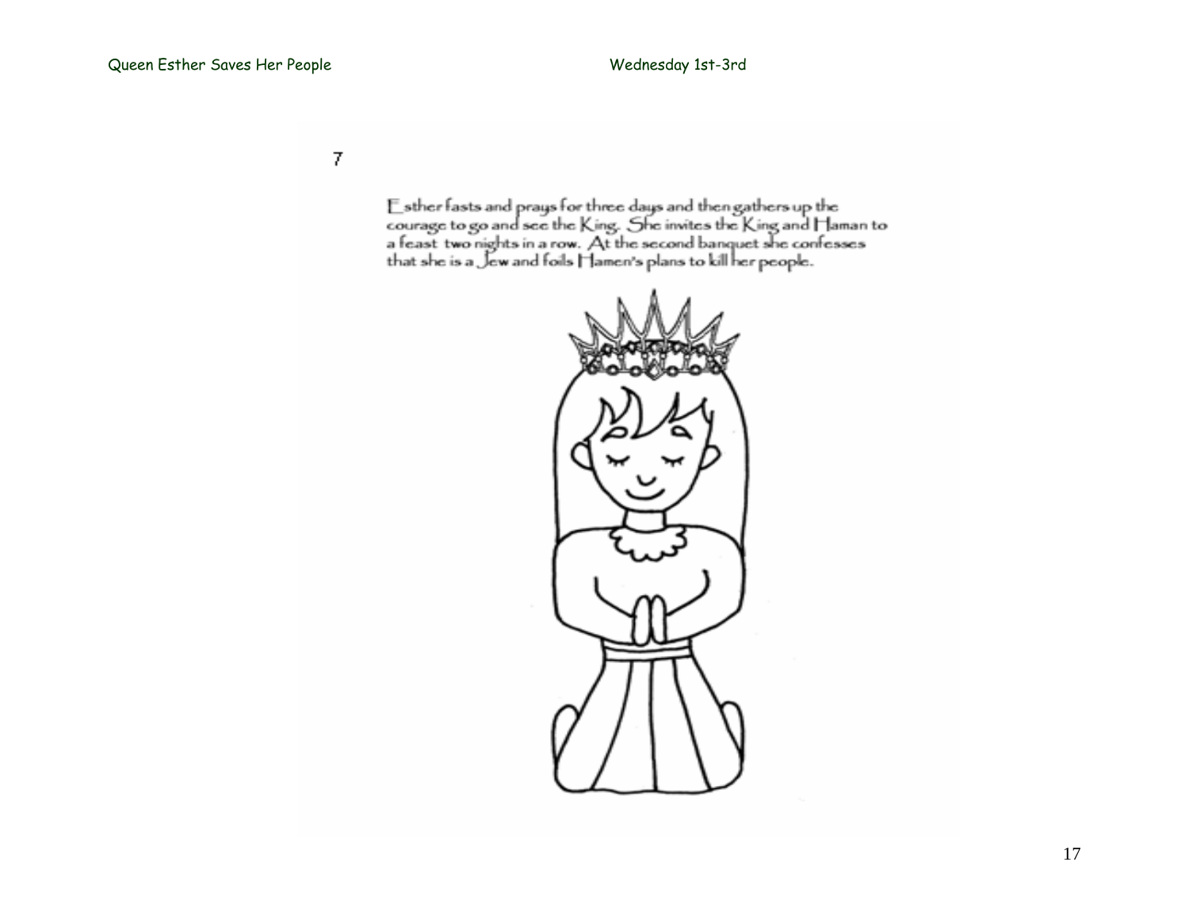7

Esther fasts and prays for three days and then gathers up the courage to go and see the King. She invites the King and Haman to a feast two nights in a row. At the second banquet she confesses that she is a Jew and foils Hamen's plans to kill her people.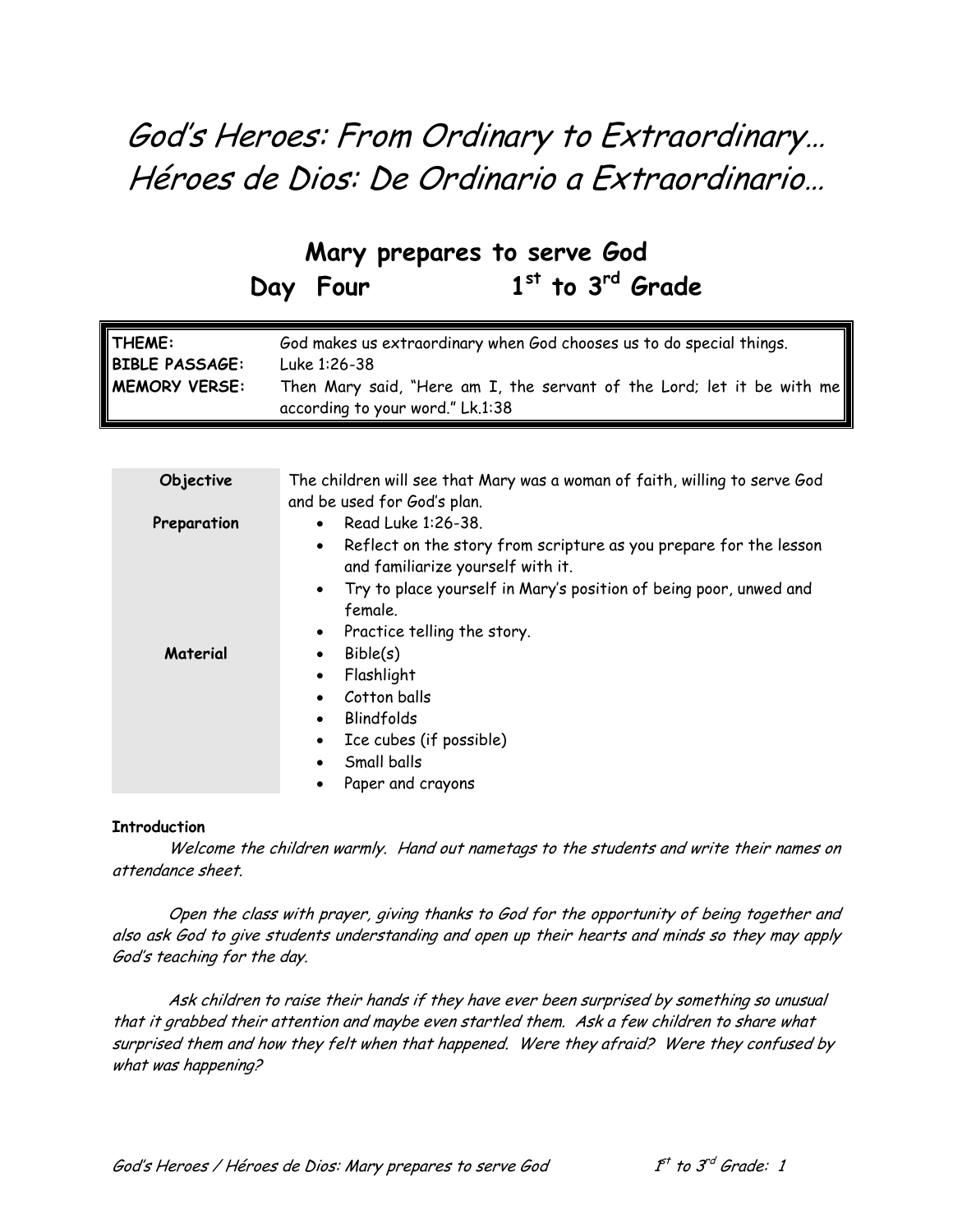# *God's Heroes: From Ordinary to Extraordinary…*
# *Héroes de Dios: De Ordinario a Extraordinario…*

## Mary prepares to serve God
## Day Four 1st to 3rd Grade

| | |
|---|---|
| **THEME:** | God makes us extraordinary when God chooses us to do special things. |
| **BIBLE PASSAGE:** | Luke 1:26-38 |
| **MEMORY VERSE:** | Then Mary said, "Here am I, the servant of the Lord; let it be with me according to your word." Lk.1:38 |

| | |
|---|---|
| **Objective** | The children will see that Mary was a woman of faith, willing to serve God and be used for God's plan. |
| **Preparation** | • Read Luke 1:26-38.<br>• Reflect on the story from scripture as you prepare for the lesson and familiarize yourself with it.<br>• Try to place yourself in Mary's position of being poor, unwed and female.<br>• Practice telling the story. |
| **Material** | • Bible(s)<br>• Flashlight<br>• Cotton balls<br>• Blindfolds<br>• Ice cubes (if possible)<br>• Small balls<br>• Paper and crayons |

**Introduction**

*Welcome the children warmly. Hand out nametags to the students and write their names on attendance sheet.*

*Open the class with prayer, giving thanks to God for the opportunity of being together and also ask God to give students understanding and open up their hearts and minds so they may apply God's teaching for the day.*

*Ask children to raise their hands if they have ever been surprised by something so unusual that it grabbed their attention and maybe even startled them. Ask a few children to share what surprised them and how they felt when that happened. Were they afraid? Were they confused by what was happening?*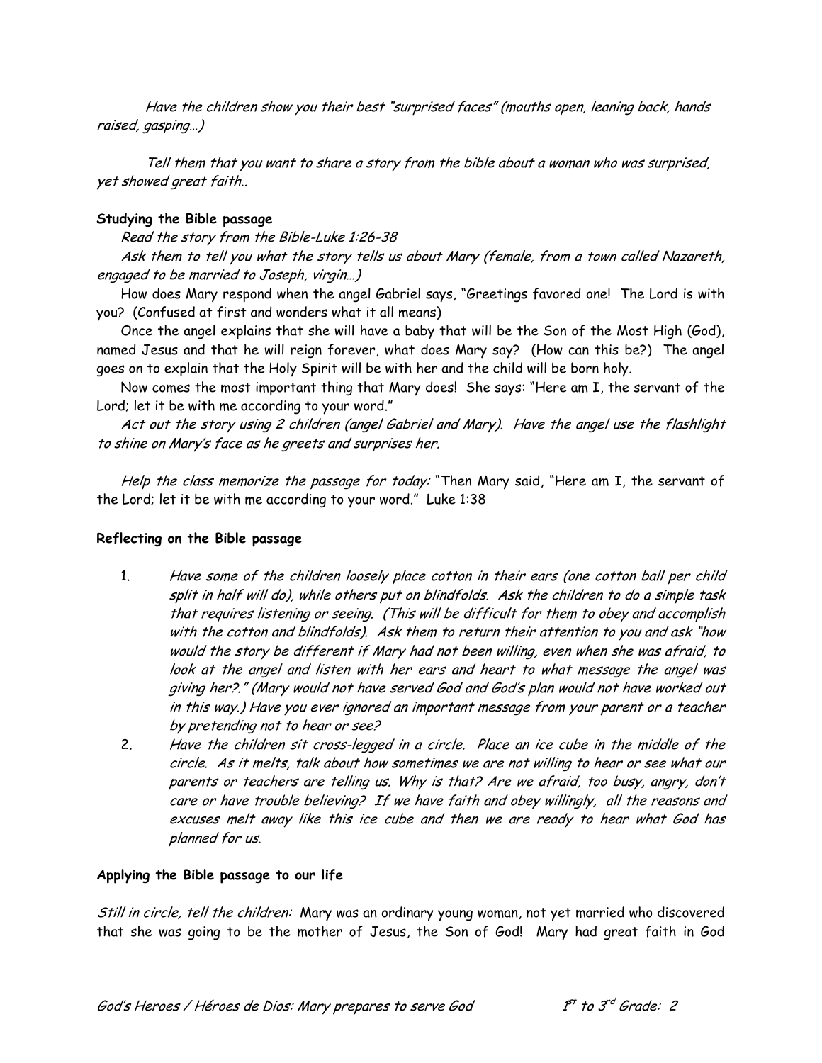*Have the children show you their best "surprised faces" (mouths open, leaning back, hands raised, gasping…)*

*Tell them that you want to share a story from the bible about a woman who was surprised, yet showed great faith..*

**Studying the Bible passage**

*Read the story from the Bible-Luke 1:26-38*

*Ask them to tell you what the story tells us about Mary (female, from a town called Nazareth, engaged to be married to Joseph, virgin…)*

How does Mary respond when the angel Gabriel says, "Greetings favored one! The Lord is with you? (Confused at first and wonders what it all means)

Once the angel explains that she will have a baby that will be the Son of the Most High (God), named Jesus and that he will reign forever, what does Mary say? (How can this be?) The angel goes on to explain that the Holy Spirit will be with her and the child will be born holy.

Now comes the most important thing that Mary does! She says: "Here am I, the servant of the Lord; let it be with me according to your word."

*Act out the story using 2 children (angel Gabriel and Mary). Have the angel use the flashlight to shine on Mary's face as he greets and surprises her.*

*Help the class memorize the passage for today:* "Then Mary said, "Here am I, the servant of the Lord; let it be with me according to your word." Luke 1:38

**Reflecting on the Bible passage**

1. *Have some of the children loosely place cotton in their ears (one cotton ball per child split in half will do), while others put on blindfolds. Ask the children to do a simple task that requires listening or seeing. (This will be difficult for them to obey and accomplish with the cotton and blindfolds). Ask them to return their attention to you and ask "how would the story be different if Mary had not been willing, even when she was afraid, to look at the angel and listen with her ears and heart to what message the angel was giving her?." (Mary would not have served God and God's plan would not have worked out in this way.) Have you ever ignored an important message from your parent or a teacher by pretending not to hear or see?*
2. *Have the children sit cross-legged in a circle. Place an ice cube in the middle of the circle. As it melts, talk about how sometimes we are not willing to hear or see what our parents or teachers are telling us. Why is that? Are we afraid, too busy, angry, don't care or have trouble believing? If we have faith and obey willingly, all the reasons and excuses melt away like this ice cube and then we are ready to hear what God has planned for us.*

**Applying the Bible passage to our life**

*Still in circle, tell the children:* Mary was an ordinary young woman, not yet married who discovered that she was going to be the mother of Jesus, the Son of God! Mary had great faith in God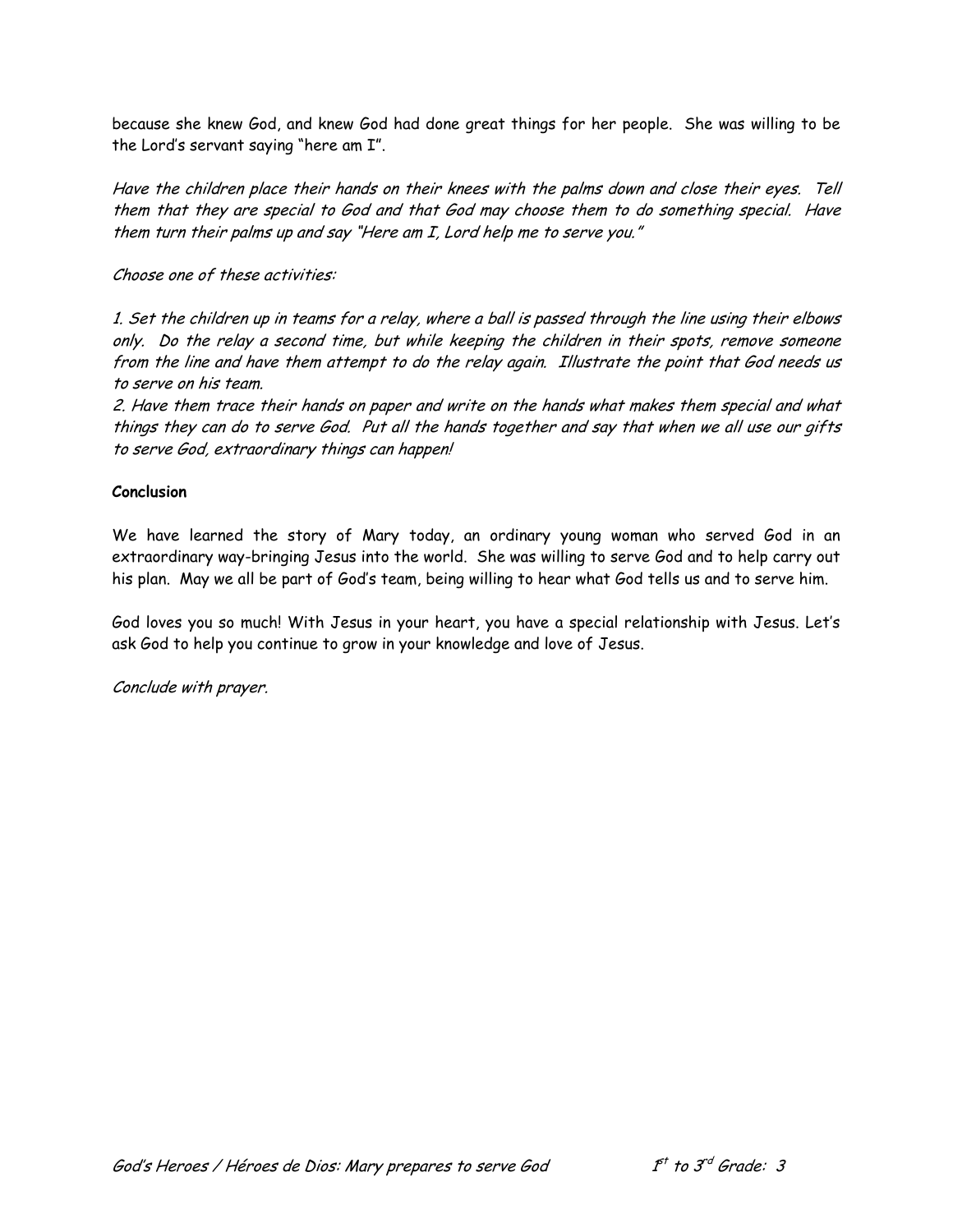because she knew God, and knew God had done great things for her people. She was willing to be the Lord's servant saying "here am I".

*Have the children place their hands on their knees with the palms down and close their eyes. Tell them that they are special to God and that God may choose them to do something special. Have them turn their palms up and say "Here am I, Lord help me to serve you."*

*Choose one of these activities:*

*1. Set the children up in teams for a relay, where a ball is passed through the line using their elbows only. Do the relay a second time, but while keeping the children in their spots, remove someone from the line and have them attempt to do the relay again. Illustrate the point that God needs us to serve on his team.*
*2. Have them trace their hands on paper and write on the hands what makes them special and what things they can do to serve God. Put all the hands together and say that when we all use our gifts to serve God, extraordinary things can happen!*

**Conclusion**

We have learned the story of Mary today, an ordinary young woman who served God in an extraordinary way-bringing Jesus into the world. She was willing to serve God and to help carry out his plan. May we all be part of God's team, being willing to hear what God tells us and to serve him.

God loves you so much! With Jesus in your heart, you have a special relationship with Jesus. Let's ask God to help you continue to grow in your knowledge and love of Jesus.

*Conclude with prayer.*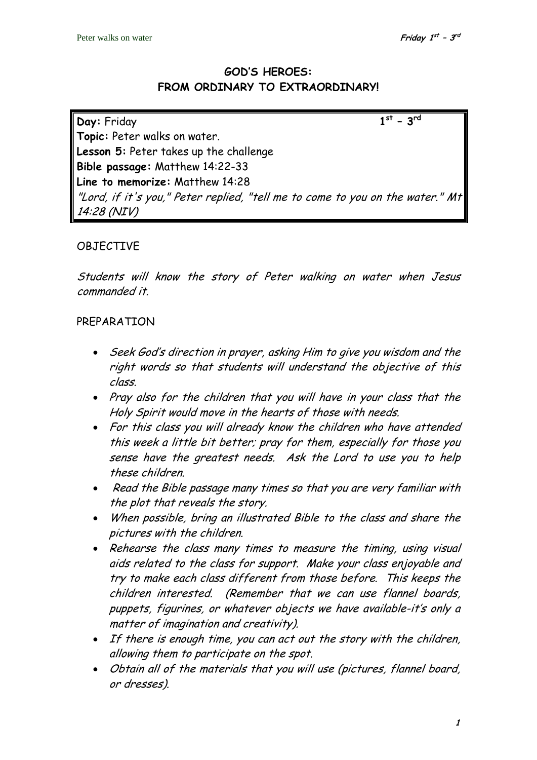## GOD'S HEROES:
## FROM ORDINARY TO EXTRAORDINARY!

**Day:** Friday **1st – 3rd**
**Topic:** Peter walks on water.
**Lesson 5:** Peter takes up the challenge
**Bible passage:** Matthew 14:22-33
**Line to memorize:** Matthew 14:28
*"Lord, if it's you," Peter replied, "tell me to come to you on the water." Mt 14:28 (NIV)*

OBJECTIVE

*Students will know the story of Peter walking on water when Jesus commanded it.*

PREPARATION

- *Seek God's direction in prayer, asking Him to give you wisdom and the right words so that students will understand the objective of this class.*
- *Pray also for the children that you will have in your class that the Holy Spirit would move in the hearts of those with needs.*
- *For this class you will already know the children who have attended this week a little bit better; pray for them, especially for those you sense have the greatest needs. Ask the Lord to use you to help these children.*
- *Read the Bible passage many times so that you are very familiar with the plot that reveals the story.*
- *When possible, bring an illustrated Bible to the class and share the pictures with the children.*
- *Rehearse the class many times to measure the timing, using visual aids related to the class for support. Make your class enjoyable and try to make each class different from those before. This keeps the children interested. (Remember that we can use flannel boards, puppets, figurines, or whatever objects we have available–it's only a matter of imagination and creativity).*
- *If there is enough time, you can act out the story with the children, allowing them to participate on the spot.*
- *Obtain all of the materials that you will use (pictures, flannel board, or dresses).*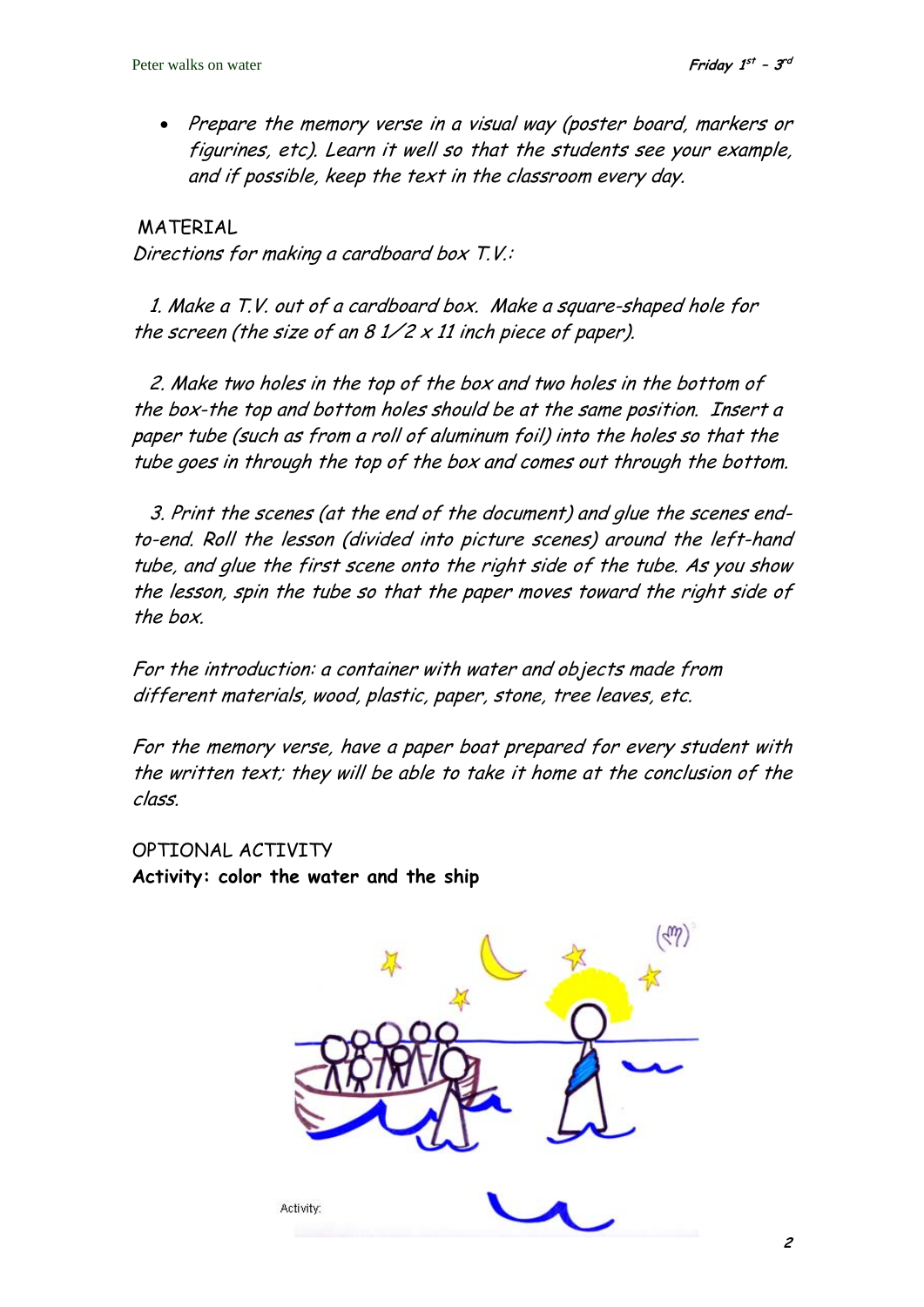- *Prepare the memory verse in a visual way (poster board, markers or figurines, etc). Learn it well so that the students see your example, and if possible, keep the text in the classroom every day.*

MATERIAL

*Directions for making a cardboard box T.V.:*

*1. Make a T.V. out of a cardboard box. Make a square-shaped hole for the screen (the size of an 8 1/2 x 11 inch piece of paper).*

*2. Make two holes in the top of the box and two holes in the bottom of the box-the top and bottom holes should be at the same position. Insert a paper tube (such as from a roll of aluminum foil) into the holes so that the tube goes in through the top of the box and comes out through the bottom.*

*3. Print the scenes (at the end of the document) and glue the scenes end-to-end. Roll the lesson (divided into picture scenes) around the left-hand tube, and glue the first scene onto the right side of the tube. As you show the lesson, spin the tube so that the paper moves toward the right side of the box.*

*For the introduction: a container with water and objects made from different materials, wood, plastic, paper, stone, tree leaves, etc.*

*For the memory verse, have a paper boat prepared for every student with the written text; they will be able to take it home at the conclusion of the class.*

OPTIONAL ACTIVITY

**Activity: color the water and the ship**

Activity: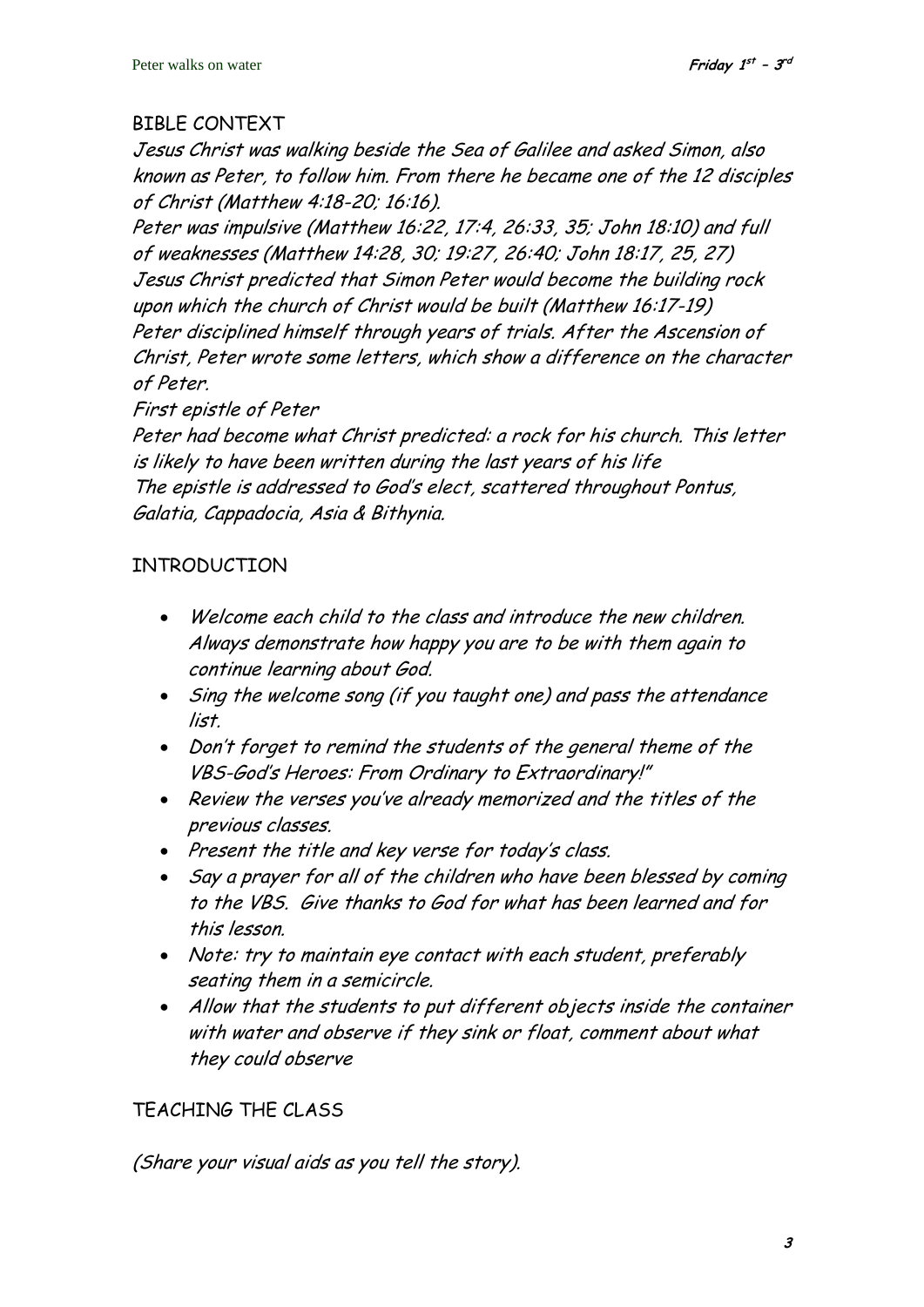## BIBLE CONTEXT

*Jesus Christ was walking beside the Sea of Galilee and asked Simon, also known as Peter, to follow him. From there he became one of the 12 disciples of Christ (Matthew 4:18-20; 16:16).*

*Peter was impulsive (Matthew 16:22, 17:4, 26:33, 35; John 18:10) and full of weaknesses (Matthew 14:28, 30; 19:27, 26:40; John 18:17, 25, 27)*

*Jesus Christ predicted that Simon Peter would become the building rock upon which the church of Christ would be built (Matthew 16:17-19)*

*Peter disciplined himself through years of trials. After the Ascension of Christ, Peter wrote some letters, which show a difference on the character of Peter.*

*First epistle of Peter*

*Peter had become what Christ predicted: a rock for his church. This letter is likely to have been written during the last years of his life*

*The epistle is addressed to God's elect, scattered throughout Pontus, Galatia, Cappadocia, Asia & Bithynia.*

## INTRODUCTION

- *Welcome each child to the class and introduce the new children. Always demonstrate how happy you are to be with them again to continue learning about God.*
- *Sing the welcome song (if you taught one) and pass the attendance list.*
- *Don't forget to remind the students of the general theme of the VBS-God's Heroes: From Ordinary to Extraordinary!"*
- *Review the verses you've already memorized and the titles of the previous classes.*
- *Present the title and key verse for today's class.*
- *Say a prayer for all of the children who have been blessed by coming to the VBS. Give thanks to God for what has been learned and for this lesson.*
- *Note: try to maintain eye contact with each student, preferably seating them in a semicircle.*
- *Allow that the students to put different objects inside the container with water and observe if they sink or float, comment about what they could observe*

## TEACHING THE CLASS

*(Share your visual aids as you tell the story).*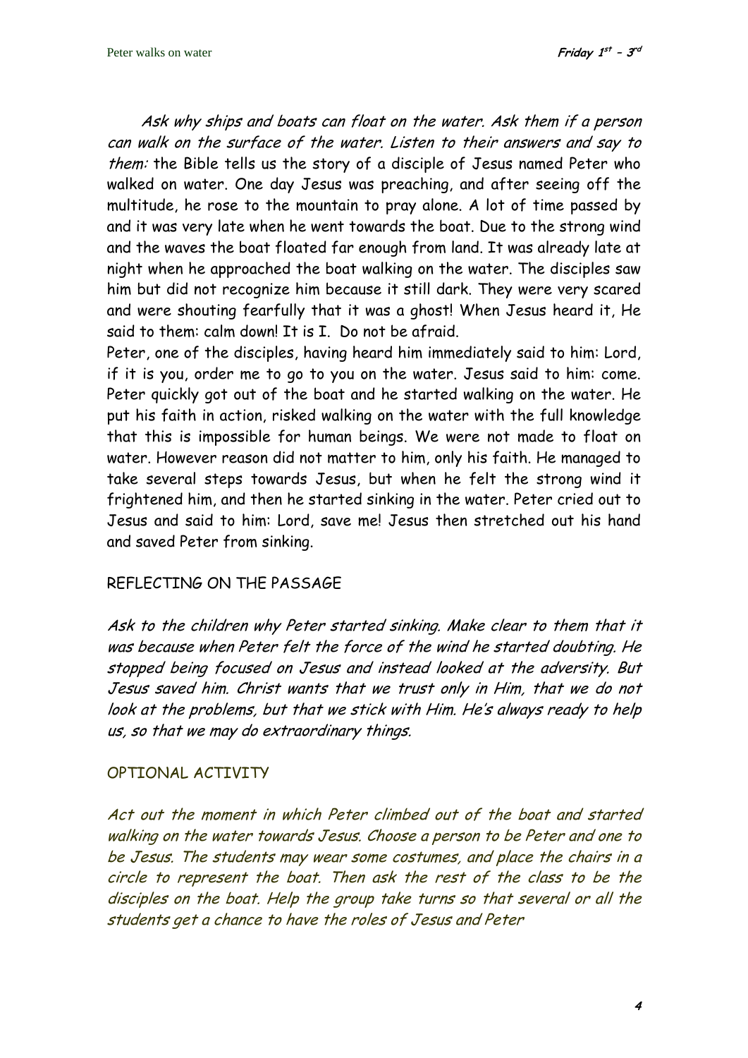*Ask why ships and boats can float on the water. Ask them if a person can walk on the surface of the water. Listen to their answers and say to them:* the Bible tells us the story of a disciple of Jesus named Peter who walked on water. One day Jesus was preaching, and after seeing off the multitude, he rose to the mountain to pray alone. A lot of time passed by and it was very late when he went towards the boat. Due to the strong wind and the waves the boat floated far enough from land. It was already late at night when he approached the boat walking on the water. The disciples saw him but did not recognize him because it still dark. They were very scared and were shouting fearfully that it was a ghost! When Jesus heard it, He said to them: calm down! It is I. Do not be afraid.

Peter, one of the disciples, having heard him immediately said to him: Lord, if it is you, order me to go to you on the water. Jesus said to him: come. Peter quickly got out of the boat and he started walking on the water. He put his faith in action, risked walking on the water with the full knowledge that this is impossible for human beings. We were not made to float on water. However reason did not matter to him, only his faith. He managed to take several steps towards Jesus, but when he felt the strong wind it frightened him, and then he started sinking in the water. Peter cried out to Jesus and said to him: Lord, save me! Jesus then stretched out his hand and saved Peter from sinking.

## REFLECTING ON THE PASSAGE

*Ask to the children why Peter started sinking. Make clear to them that it was because when Peter felt the force of the wind he started doubting. He stopped being focused on Jesus and instead looked at the adversity. But Jesus saved him. Christ wants that we trust only in Him, that we do not look at the problems, but that we stick with Him. He's always ready to help us, so that we may do extraordinary things.*

## OPTIONAL ACTIVITY

*Act out the moment in which Peter climbed out of the boat and started walking on the water towards Jesus. Choose a person to be Peter and one to be Jesus. The students may wear some costumes, and place the chairs in a circle to represent the boat. Then ask the rest of the class to be the disciples on the boat. Help the group take turns so that several or all the students get a chance to have the roles of Jesus and Peter*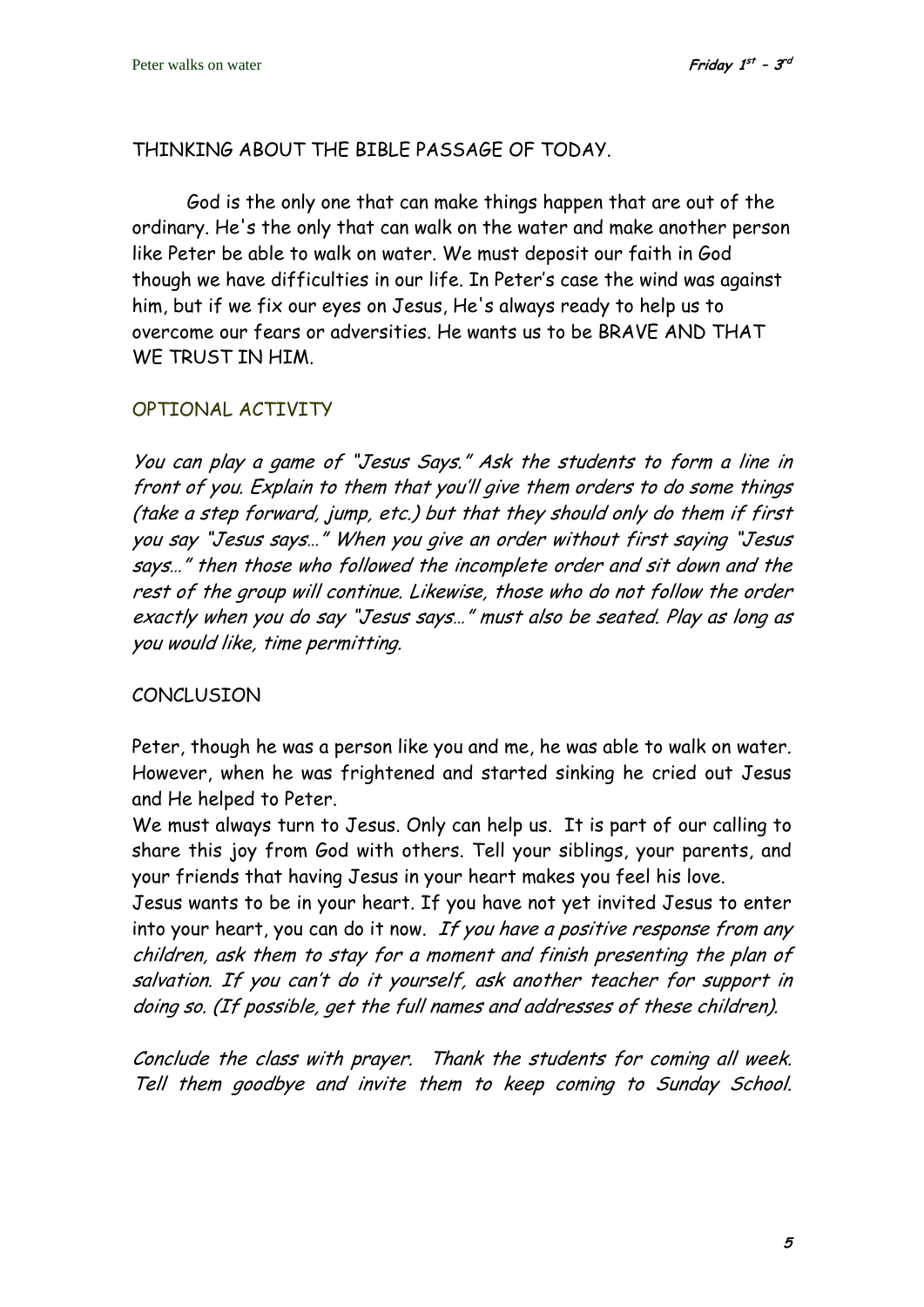## THINKING ABOUT THE BIBLE PASSAGE OF TODAY.

God is the only one that can make things happen that are out of the ordinary. He's the only that can walk on the water and make another person like Peter be able to walk on water. We must deposit our faith in God though we have difficulties in our life. In Peter's case the wind was against him, but if we fix our eyes on Jesus, He's always ready to help us to overcome our fears or adversities. He wants us to be BRAVE AND THAT WE TRUST IN HIM.

## OPTIONAL ACTIVITY

*You can play a game of "Jesus Says." Ask the students to form a line in front of you. Explain to them that you'll give them orders to do some things (take a step forward, jump, etc.) but that they should only do them if first you say "Jesus says…" When you give an order without first saying "Jesus says…" then those who followed the incomplete order and sit down and the rest of the group will continue. Likewise, those who do not follow the order exactly when you do say "Jesus says…" must also be seated. Play as long as you would like, time permitting.*

## CONCLUSION

Peter, though he was a person like you and me, he was able to walk on water. However, when he was frightened and started sinking he cried out Jesus and He helped to Peter.

We must always turn to Jesus. Only can help us. It is part of our calling to share this joy from God with others. Tell your siblings, your parents, and your friends that having Jesus in your heart makes you feel his love.

Jesus wants to be in your heart. If you have not yet invited Jesus to enter into your heart, you can do it now. *If you have a positive response from any children, ask them to stay for a moment and finish presenting the plan of salvation. If you can't do it yourself, ask another teacher for support in doing so. (If possible, get the full names and addresses of these children).*

*Conclude the class with prayer. Thank the students for coming all week. Tell them goodbye and invite them to keep coming to Sunday School.*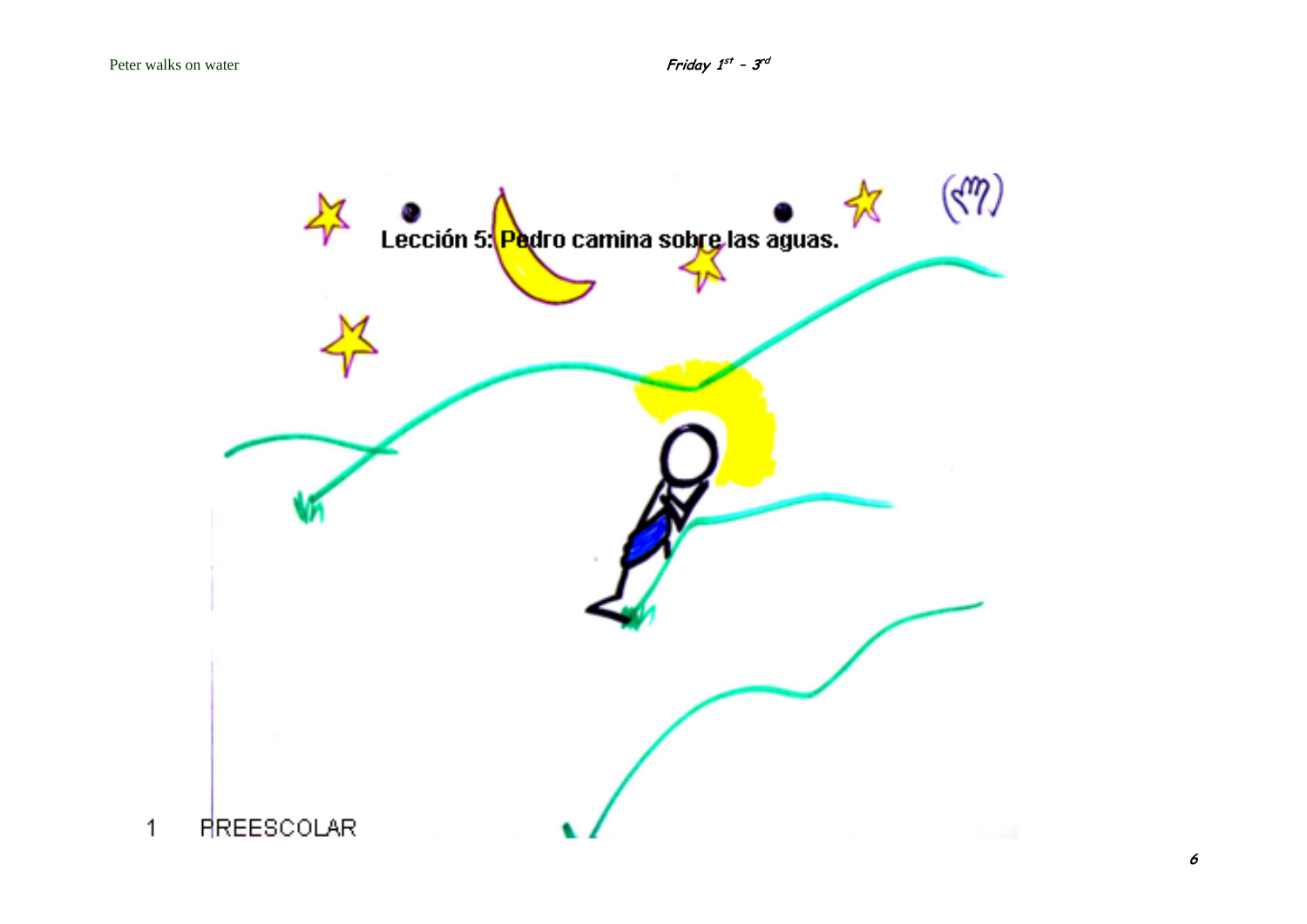Lección 5: Pedro camina sobre las aguas.

1 PREESCOLAR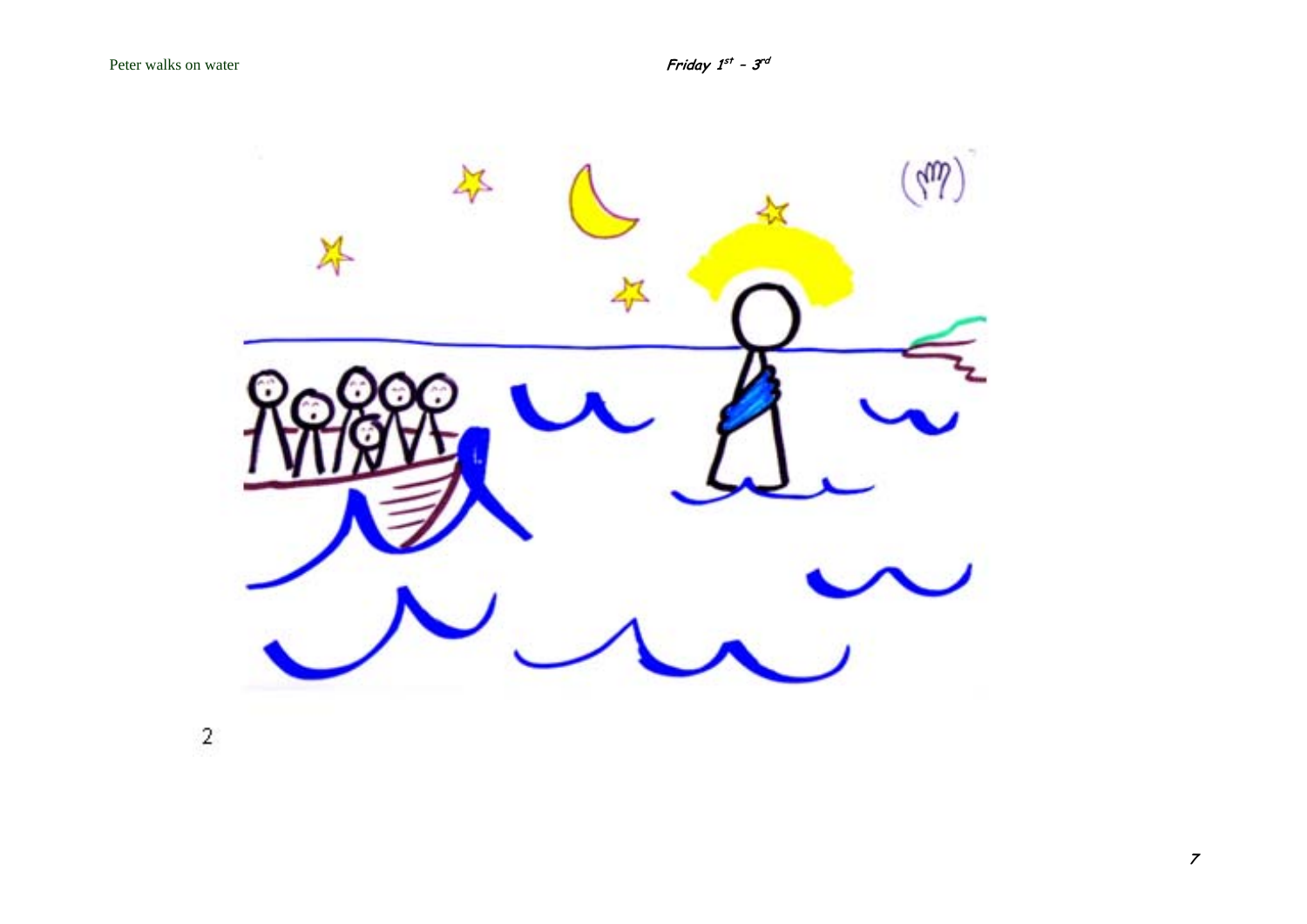2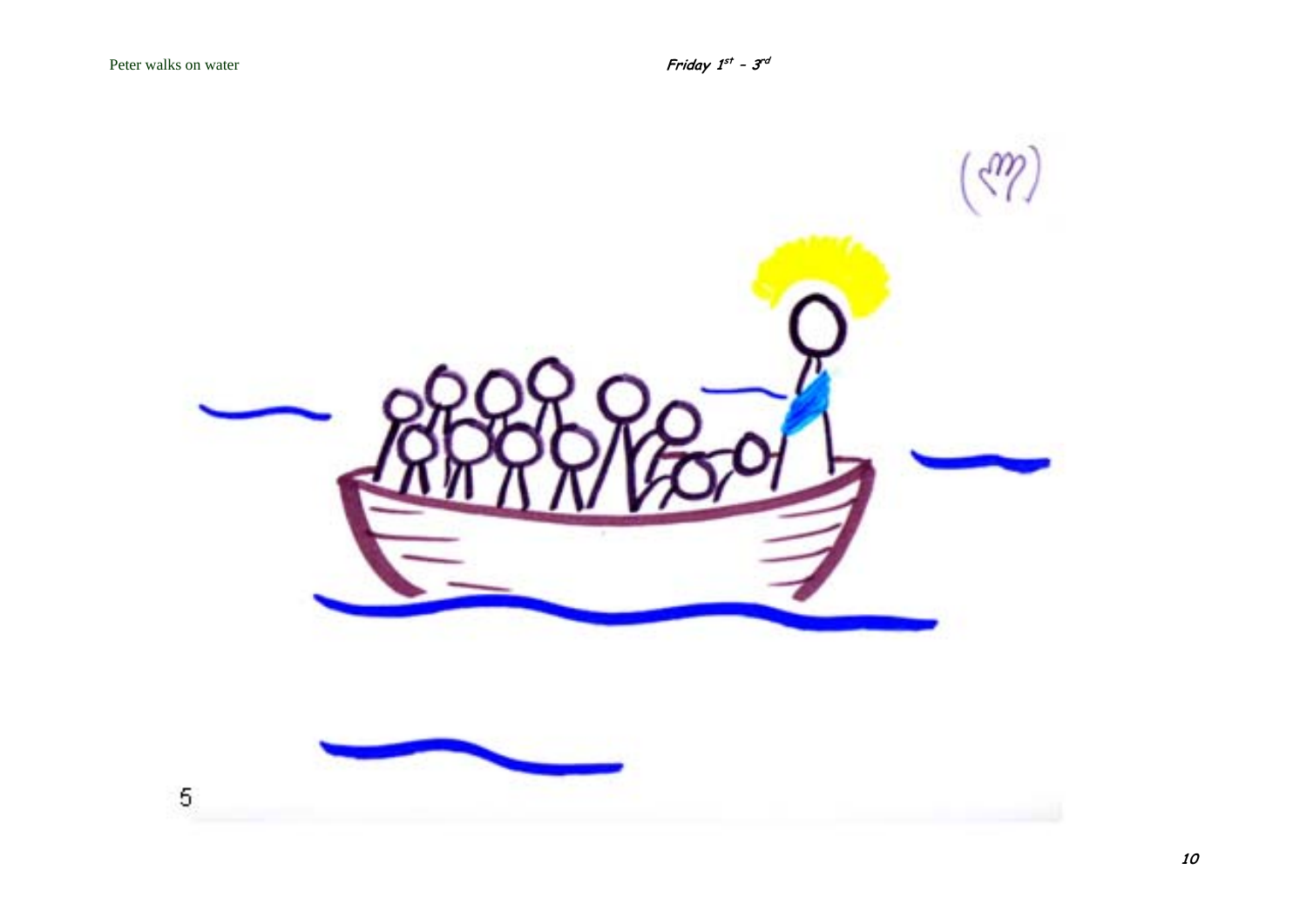5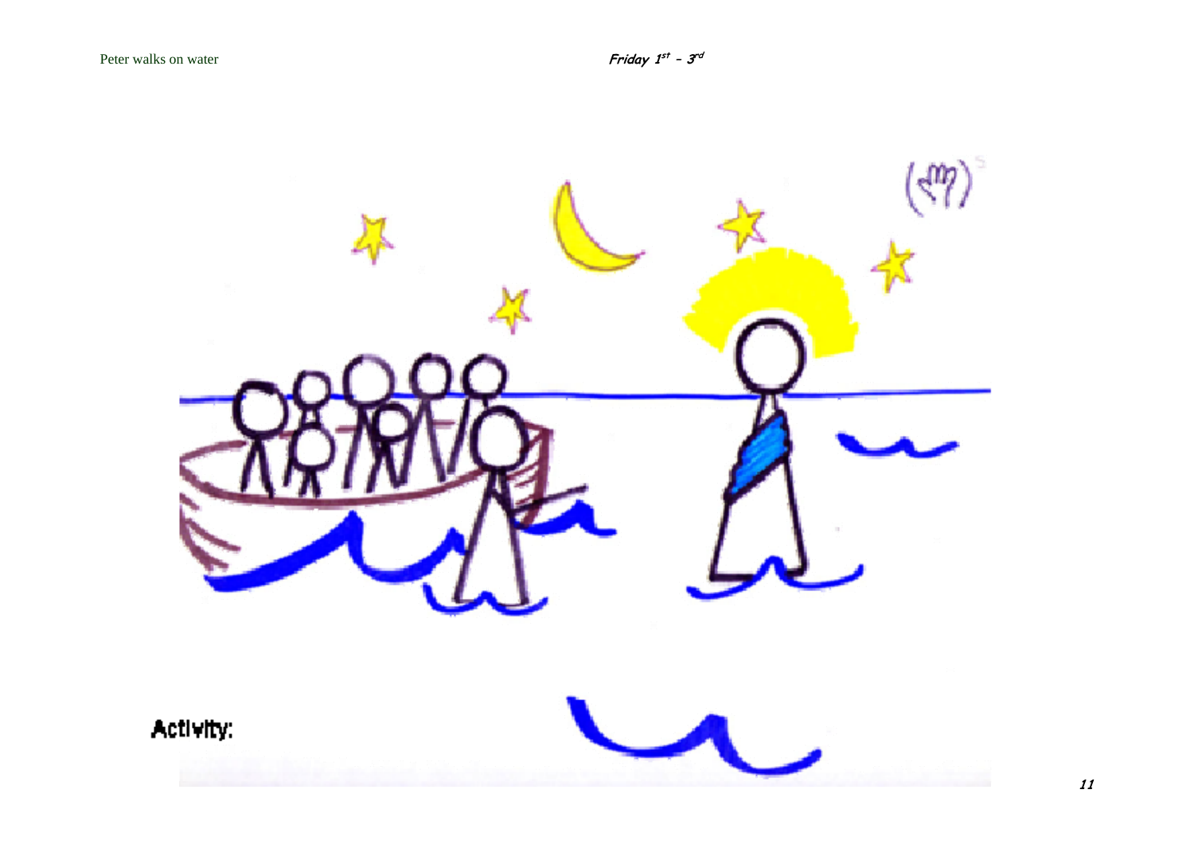**Activity:**